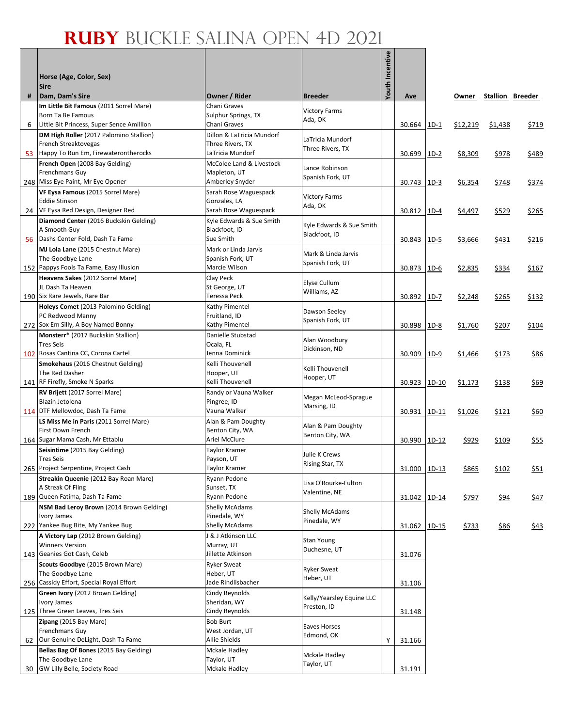# RUBY BUCKLE SALINA OPEN 4D 2021

| # | Horse (Age, Color, Sex)<br>Sire<br>Dam, Dam's Sire | Owner / Rider | Breeder | Youth Incentive | Ave | | Owner | Stallion | Breeder |
|---|---|---|---|---|---|---|---|---|---|
| 6 | **Im Little Bit Famous** (2011 Sorrel Mare)<br>Born Ta Be Famous<br>Little Bit Princess, Super Sence Amillion | Chani Graves<br>Sulphur Springs, TX<br>Chani Graves | Victory Farms<br>Ada, OK | | 30.664 | 1D-1 | $12,219 | $1,438 | $719 |
| 53 | **DM High Roller** (2017 Palomino Stallion)<br>French Streaktovegas<br>Happy To Run Em, Firewaterontherocks | Dillon & LaTricia Mundorf<br>Three Rivers, TX<br>LaTricia Mundorf | LaTricia Mundorf<br>Three Rivers, TX | | 30.699 | 1D-2 | $8,309 | $978 | $489 |
| 248 | **French Open** (2008 Bay Gelding)<br>Frenchmans Guy<br>Miss Eye Paint, Mr Eye Opener | McColee Land & Livestock<br>Mapleton, UT<br>Amberley Snyder | Lance Robinson<br>Spanish Fork, UT | | 30.743 | 1D-3 | $6,354 | $748 | $374 |
| 24 | **VF Eysa Famous** (2015 Sorrel Mare)<br>Eddie Stinson<br>VF Eysa Red Design, Designer Red | Sarah Rose Waguespack<br>Gonzales, LA<br>Sarah Rose Waguespack | Victory Farms<br>Ada, OK | | 30.812 | 1D-4 | $4,497 | $529 | $265 |
| 56 | **Diamond Center** (2016 Buckskin Gelding)<br>A Smooth Guy<br>Dashs Center Fold, Dash Ta Fame | Kyle Edwards & Sue Smith<br>Blackfoot, ID<br>Sue Smith | Kyle Edwards & Sue Smith<br>Blackfoot, ID | | 30.843 | 1D-5 | $3,666 | $431 | $216 |
| 152 | **MJ Lola Lane** (2015 Chestnut Mare)<br>The Goodbye Lane<br>Pappys Fools Ta Fame, Easy Illusion | Mark or Linda Jarvis<br>Spanish Fork, UT<br>Marcie Wilson | Mark & Linda Jarvis<br>Spanish Fork, UT | | 30.873 | 1D-6 | $2,835 | $334 | $167 |
| 190 | **Heavens Sakes** (2012 Sorrel Mare)<br>JL Dash Ta Heaven<br>Six Rare Jewels, Rare Bar | Clay Peck<br>St George, UT<br>Teressa Peck | Elyse Cullum<br>Williams, AZ | | 30.892 | 1D-7 | $2,248 | $265 | $132 |
| 272 | **Holeys Comet** (2013 Palomino Gelding)<br>PC Redwood Manny<br>Sox Em Silly, A Boy Named Bonny | Kathy Pimentel<br>Fruitland, ID<br>Kathy Pimentel | Dawson Seeley<br>Spanish Fork, UT | | 30.898 | 1D-8 | $1,760 | $207 | $104 |
| 102 | **Monsterr*** (2017 Buckskin Stallion)<br>Tres Seis<br>Rosas Cantina CC, Corona Cartel | Danielle Stubstad<br>Ocala, FL<br>Jenna Dominick | Alan Woodbury<br>Dickinson, ND | | 30.909 | 1D-9 | $1,466 | $173 | $86 |
| 141 | **Smokehaus** (2016 Chestnut Gelding)<br>The Red Dasher<br>RF Firefly, Smoke N Sparks | Kelli Thouvenell<br>Hooper, UT<br>Kelli Thouvenell | Kelli Thouvenell<br>Hooper, UT | | 30.923 | 1D-10 | $1,173 | $138 | $69 |
| 114 | **RV Brijett** (2017 Sorrel Mare)<br>Blazin Jetolena<br>DTF Mellowdoc, Dash Ta Fame | Randy or Vauna Walker<br>Pingree, ID<br>Vauna Walker | Megan McLeod-Sprague<br>Marsing, ID | | 30.931 | 1D-11 | $1,026 | $121 | $60 |
| 164 | **LS Miss Me in Paris** (2011 Sorrel Mare)<br>First Down French<br>Sugar Mama Cash, Mr Ettablu | Alan & Pam Doughty<br>Benton City, WA<br>Ariel McClure | Alan & Pam Doughty<br>Benton City, WA | | 30.990 | 1D-12 | $929 | $109 | $55 |
| 265 | **Seisintime** (2015 Bay Gelding)<br>Tres Seis<br>Project Serpentine, Project Cash | Taylor Kramer<br>Payson, UT<br>Taylor Kramer | Julie K Crews<br>Rising Star, TX | | 31.000 | 1D-13 | $865 | $102 | $51 |
| 189 | **Streakin Queenie** (2012 Bay Roan Mare)<br>A Streak Of Fling<br>Queen Fatima, Dash Ta Fame | Ryann Pedone<br>Sunset, TX<br>Ryann Pedone | Lisa O'Rourke-Fulton<br>Valentine, NE | | 31.042 | 1D-14 | $797 | $94 | $47 |
| 222 | **NSM Bad Leroy Brown** (2014 Brown Gelding)<br>Ivory James<br>Yankee Bug Bite, My Yankee Bug | Shelly McAdams<br>Pinedale, WY<br>Shelly McAdams | Shelly McAdams<br>Pinedale, WY | | 31.062 | 1D-15 | $733 | $86 | $43 |
| 143 | **A Victory Lap** (2012 Brown Gelding)<br>Winners Version<br>Geanies Got Cash, Celeb | J & J Atkinson LLC<br>Murray, UT<br>Jillette Atkinson | Stan Young<br>Duchesne, UT | | 31.076 | | | | |
| 256 | **Scouts Goodbye** (2015 Brown Mare)<br>The Goodbye Lane<br>Cassidy Effort, Special Royal Effort | Ryker Sweat<br>Heber, UT<br>Jade Rindlisbacher | Ryker Sweat<br>Heber, UT | | 31.106 | | | | |
| 125 | **Green Ivory** (2012 Brown Gelding)<br>Ivory James<br>Three Green Leaves, Tres Seis | Cindy Reynolds<br>Sheridan, WY<br>Cindy Reynolds | Kelly/Yearsley Equine LLC<br>Preston, ID | | 31.148 | | | | |
| 62 | **Zipang** (2015 Bay Mare)<br>Frenchmans Guy<br>Our Genuine DeLight, Dash Ta Fame | Bob Burt<br>West Jordan, UT<br>Allie Shields | Eaves Horses<br>Edmond, OK | Y | 31.166 | | | | |
| 30 | **Bellas Bag Of Bones** (2015 Bay Gelding)<br>The Goodbye Lane<br>GW Lilly Belle, Society Road | Mckale Hadley<br>Taylor, UT<br>Mckale Hadley | Mckale Hadley<br>Taylor, UT | | 31.191 | | | | |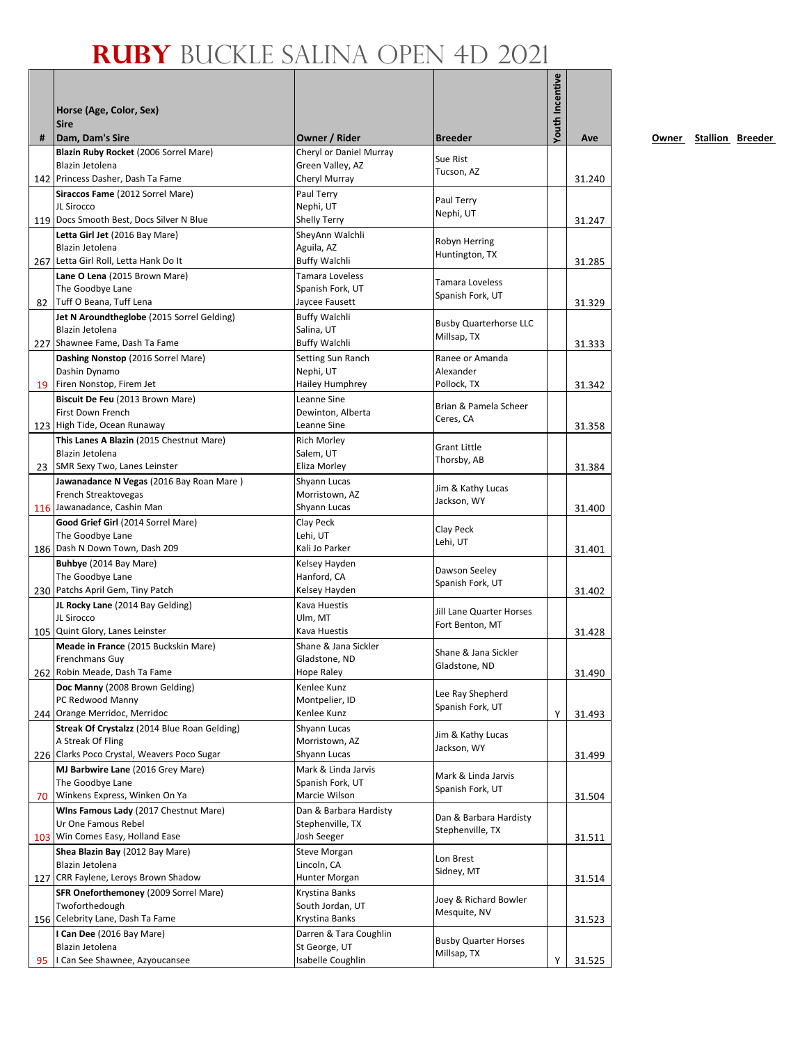# RUBY BUCKLE SALINA OPEN 4D 2021

| # | Horse (Age, Color, Sex)<br>Sire<br>Dam, Dam's Sire | Owner / Rider | Breeder | Youth Incentive | Ave |
|---|---|---|---|---|---|
| 142 | **Blazin Ruby Rocket** (2006 Sorrel Mare)<br>Blazin Jetolena<br>Princess Dasher, Dash Ta Fame | Cheryl or Daniel Murray<br>Green Valley, AZ<br>Cheryl Murray | Sue Rist<br>Tucson, AZ | | 31.240 |
| 119 | **Siraccos Fame** (2012 Sorrel Mare)<br>JL Sirocco<br>Docs Smooth Best, Docs Silver N Blue | Paul Terry<br>Nephi, UT<br>Shelly Terry | Paul Terry<br>Nephi, UT | | 31.247 |
| 267 | **Letta Girl Jet** (2016 Bay Mare)<br>Blazin Jetolena<br>Letta Girl Roll, Letta Hank Do It | SheyAnn Walchli<br>Aguila, AZ<br>Buffy Walchli | Robyn Herring<br>Huntington, TX | | 31.285 |
| 82 | **Lane O Lena** (2015 Brown Mare)<br>The Goodbye Lane<br>Tuff O Beana, Tuff Lena | Tamara Loveless<br>Spanish Fork, UT<br>Jaycee Fausett | Tamara Loveless<br>Spanish Fork, UT | | 31.329 |
| 227 | **Jet N Aroundtheglobe** (2015 Sorrel Gelding)<br>Blazin Jetolena<br>Shawnee Fame, Dash Ta Fame | Buffy Walchli<br>Salina, UT<br>Buffy Walchli | Busby Quarterhorse LLC<br>Millsap, TX | | 31.333 |
| 19 | **Dashing Nonstop** (2016 Sorrel Mare)<br>Dashin Dynamo<br>Firen Nonstop, Firem Jet | Setting Sun Ranch<br>Nephi, UT<br>Hailey Humphrey | Ranee or Amanda Alexander<br>Pollock, TX | | 31.342 |
| 123 | **Biscuit De Feu** (2013 Brown Mare)<br>First Down French<br>High Tide, Ocean Runaway | Leanne Sine<br>Dewinton, Alberta<br>Leanne Sine | Brian & Pamela Scheer<br>Ceres, CA | | 31.358 |
| 23 | **This Lanes A Blazin** (2015 Chestnut Mare)<br>Blazin Jetolena<br>SMR Sexy Two, Lanes Leinster | Rich Morley<br>Salem, UT<br>Eliza Morley | Grant Little<br>Thorsby, AB | | 31.384 |
| 116 | **Jawanadance N Vegas** (2016 Bay Roan Mare )<br>French Streaktovegas<br>Jawanadance, Cashin Man | Shyann Lucas<br>Morristown, AZ<br>Shyann Lucas | Jim & Kathy Lucas<br>Jackson, WY | | 31.400 |
| 186 | **Good Grief Girl** (2014 Sorrel Mare)<br>The Goodbye Lane<br>Dash N Down Town, Dash 209 | Clay Peck<br>Lehi, UT<br>Kali Jo Parker | Clay Peck<br>Lehi, UT | | 31.401 |
| 230 | **Buhbye** (2014 Bay Mare)<br>The Goodbye Lane<br>Patchs April Gem, Tiny Patch | Kelsey Hayden<br>Hanford, CA<br>Kelsey Hayden | Dawson Seeley<br>Spanish Fork, UT | | 31.402 |
| 105 | **JL Rocky Lane** (2014 Bay Gelding)<br>JL Sirocco<br>Quint Glory, Lanes Leinster | Kava Huestis<br>Ulm, MT<br>Kava Huestis | Jill Lane Quarter Horses<br>Fort Benton, MT | | 31.428 |
| 262 | **Meade in France** (2015 Buckskin Mare)<br>Frenchmans Guy<br>Robin Meade, Dash Ta Fame | Shane & Jana Sickler<br>Gladstone, ND<br>Hope Raley | Shane & Jana Sickler<br>Gladstone, ND | | 31.490 |
| 244 | **Doc Manny** (2008 Brown Gelding)<br>PC Redwood Manny<br>Orange Merridoc, Merridoc | Kenlee Kunz<br>Montpelier, ID<br>Kenlee Kunz | Lee Ray Shepherd<br>Spanish Fork, UT | Y | 31.493 |
| 226 | **Streak Of Crystalzz** (2014 Blue Roan Gelding)<br>A Streak Of Fling<br>Clarks Poco Crystal, Weavers Poco Sugar | Shyann Lucas<br>Morristown, AZ<br>Shyann Lucas | Jim & Kathy Lucas<br>Jackson, WY | | 31.499 |
| 70 | **MJ Barbwire Lane** (2016 Grey Mare)<br>The Goodbye Lane<br>Winkens Express, Winken On Ya | Mark & Linda Jarvis<br>Spanish Fork, UT<br>Marcie Wilson | Mark & Linda Jarvis<br>Spanish Fork, UT | | 31.504 |
| 103 | **WIns Famous Lady** (2017 Chestnut Mare)<br>Ur One Famous Rebel<br>Win Comes Easy, Holland Ease | Dan & Barbara Hardisty<br>Stephenville, TX<br>Josh Seeger | Dan & Barbara Hardisty<br>Stephenville, TX | | 31.511 |
| 127 | **Shea Blazin Bay** (2012 Bay Mare)<br>Blazin Jetolena<br>CRR Faylene, Leroys Brown Shadow | Steve Morgan<br>Lincoln, CA<br>Hunter Morgan | Lon Brest<br>Sidney, MT | | 31.514 |
| 156 | **SFR Oneforthemoney** (2009 Sorrel Mare)<br>Twoforthedough<br>Celebrity Lane, Dash Ta Fame | Krystina Banks<br>South Jordan, UT<br>Krystina Banks | Joey & Richard Bowler<br>Mesquite, NV | | 31.523 |
| 95 | **I Can Dee** (2016 Bay Mare)<br>Blazin Jetolena<br>I Can See Shawnee, Azyoucansee | Darren & Tara Coughlin<br>St George, UT<br>Isabelle Coughlin | Busby Quarter Horses<br>Millsap, TX | Y | 31.525 |

Owner Stallion Breeder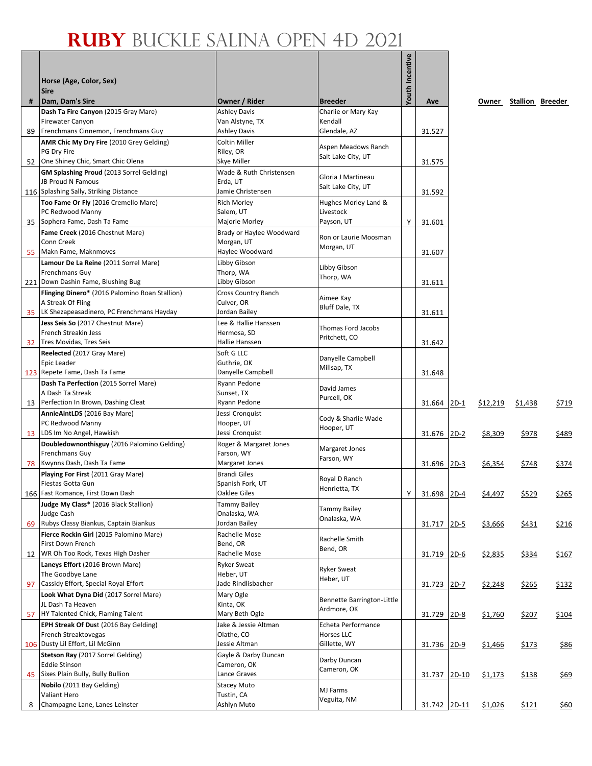# RUBY BUCKLE SALINA OPEN 4D 2021

| # | Horse (Age, Color, Sex) Sire Dam, Dam's Sire | Owner / Rider | Breeder | Youth Incentive | Ave | | Owner | Stallion | Breeder |
|---|---|---|---|---|---|---|---|---|---|
| 89 | **Dash Ta Fire Canyon** (2015 Gray Mare) Firewater Canyon Frenchmans Cinnemon, Frenchmans Guy | Ashley Davis Van Alstyne, TX Ashley Davis | Charlie or Mary Kay Kendall Glendale, AZ | | 31.527 | | | | |
| 52 | **AMR Chic My Dry Fire** (2010 Grey Gelding) PG Dry Fire One Shiney Chic, Smart Chic Olena | Coltin Miller Riley, OR Skye Miller | Aspen Meadows Ranch Salt Lake City, UT | | 31.575 | | | | |
| 116 | **GM Splashing Proud** (2013 Sorrel Gelding) JB Proud N Famous Splashing Sally, Striking Distance | Wade & Ruth Christensen Erda, UT Jamie Christensen | Gloria J Martineau Salt Lake City, UT | | 31.592 | | | | |
| 35 | **Too Fame Or Fly** (2016 Cremello Mare) PC Redwood Manny Sophera Fame, Dash Ta Fame | Rich Morley Salem, UT Majorie Morley | Hughes Morley Land & Livestock Payson, UT | Y | 31.601 | | | | |
| 55 | **Fame Creek** (2016 Chestnut Mare) Conn Creek Makn Fame, Maknmoves | Brady or Haylee Woodward Morgan, UT Haylee Woodward | Ron or Laurie Moosman Morgan, UT | | 31.607 | | | | |
| 221 | **Lamour De La Reine** (2011 Sorrel Mare) Frenchmans Guy Down Dashin Fame, Blushing Bug | Libby Gibson Thorp, WA Libby Gibson | Libby Gibson Thorp, WA | | 31.611 | | | | |
| 35 | **Flinging Dinero*** (2016 Palomino Roan Stallion) A Streak Of Fling LK Shezapeasadinero, PC Frenchmans Hayday | Cross Country Ranch Culver, OR Jordan Bailey | Aimee Kay Bluff Dale, TX | | 31.611 | | | | |
| 32 | **Jess Seis So** (2017 Chestnut Mare) French Streakin Jess Tres Movidas, Tres Seis | Lee & Hallie Hanssen Hermosa, SD Hallie Hanssen | Thomas Ford Jacobs Pritchett, CO | | 31.642 | | | | |
| 123 | **Reelected** (2017 Gray Mare) Epic Leader Repete Fame, Dash Ta Fame | Soft G LLC Guthrie, OK Danyelle Campbell | Danyelle Campbell Millsap, TX | | 31.648 | | | | |
| 13 | **Dash Ta Perfection** (2015 Sorrel Mare) A Dash Ta Streak Perfection In Brown, Dashing Cleat | Ryann Pedone Sunset, TX Ryann Pedone | David James Purcell, OK | | 31.664 | 2D-1 | $12,219 | $1,438 | $719 |
| 13 | **AnnieAintLDS** (2016 Bay Mare) PC Redwood Manny LDS Im No Angel, Hawkish | Jessi Cronquist Hooper, UT Jessi Cronquist | Cody & Sharlie Wade Hooper, UT | | 31.676 | 2D-2 | $8,309 | $978 | $489 |
| 78 | **Doubledownonthisguy** (2016 Palomino Gelding) Frenchmans Guy Kwynns Dash, Dash Ta Fame | Roger & Margaret Jones Farson, WY Margaret Jones | Margaret Jones Farson, WY | | 31.696 | 2D-3 | $6,354 | $748 | $374 |
| 166 | **Playing For First** (2011 Gray Mare) Fiestas Gotta Gun Fast Romance, First Down Dash | Brandi Giles Spanish Fork, UT Oaklee Giles | Royal D Ranch Henrietta, TX | Y | 31.698 | 2D-4 | $4,497 | $529 | $265 |
| 69 | **Judge My Class*** (2016 Black Stallion) Judge Cash Rubys Classy Biankus, Captain Biankus | Tammy Bailey Onalaska, WA Jordan Bailey | Tammy Bailey Onalaska, WA | | 31.717 | 2D-5 | $3,666 | $431 | $216 |
| 12 | **Fierce Rockin Girl** (2015 Palomino Mare) First Down French WR Oh Too Rock, Texas High Dasher | Rachelle Mose Bend, OR Rachelle Mose | Rachelle Smith Bend, OR | | 31.719 | 2D-6 | $2,835 | $334 | $167 |
| 97 | **Laneys Effort** (2016 Brown Mare) The Goodbye Lane Cassidy Effort, Special Royal Effort | Ryker Sweat Heber, UT Jade Rindlisbacher | Ryker Sweat Heber, UT | | 31.723 | 2D-7 | $2,248 | $265 | $132 |
| 57 | **Look What Dyna Did** (2017 Sorrel Mare) JL Dash Ta Heaven HY Talented Chick, Flaming Talent | Mary Ogle Kinta, OK Mary Beth Ogle | Bennette Barrington-Little Ardmore, OK | | 31.729 | 2D-8 | $1,760 | $207 | $104 |
| 106 | **EPH Streak Of Dust** (2016 Bay Gelding) French Streaktovegas Dusty Lil Effort, Lil McGinn | Jake & Jessie Altman Olathe, CO Jessie Altman | Echeta Performance Horses LLC Gillette, WY | | 31.736 | 2D-9 | $1,466 | $173 | $86 |
| 45 | **Stetson Ray** (2017 Sorrel Gelding) Eddie Stinson Sixes Plain Bully, Bully Bullion | Gayle & Darby Duncan Cameron, OK Lance Graves | Darby Duncan Cameron, OK | | 31.737 | 2D-10 | $1,173 | $138 | $69 |
| 8 | **Nobilo** (2011 Bay Gelding) Valiant Hero Champagne Lane, Lanes Leinster | Stacey Muto Tustin, CA Ashlyn Muto | MJ Farms Veguita, NM | | 31.742 | 2D-11 | $1,026 | $121 | $60 |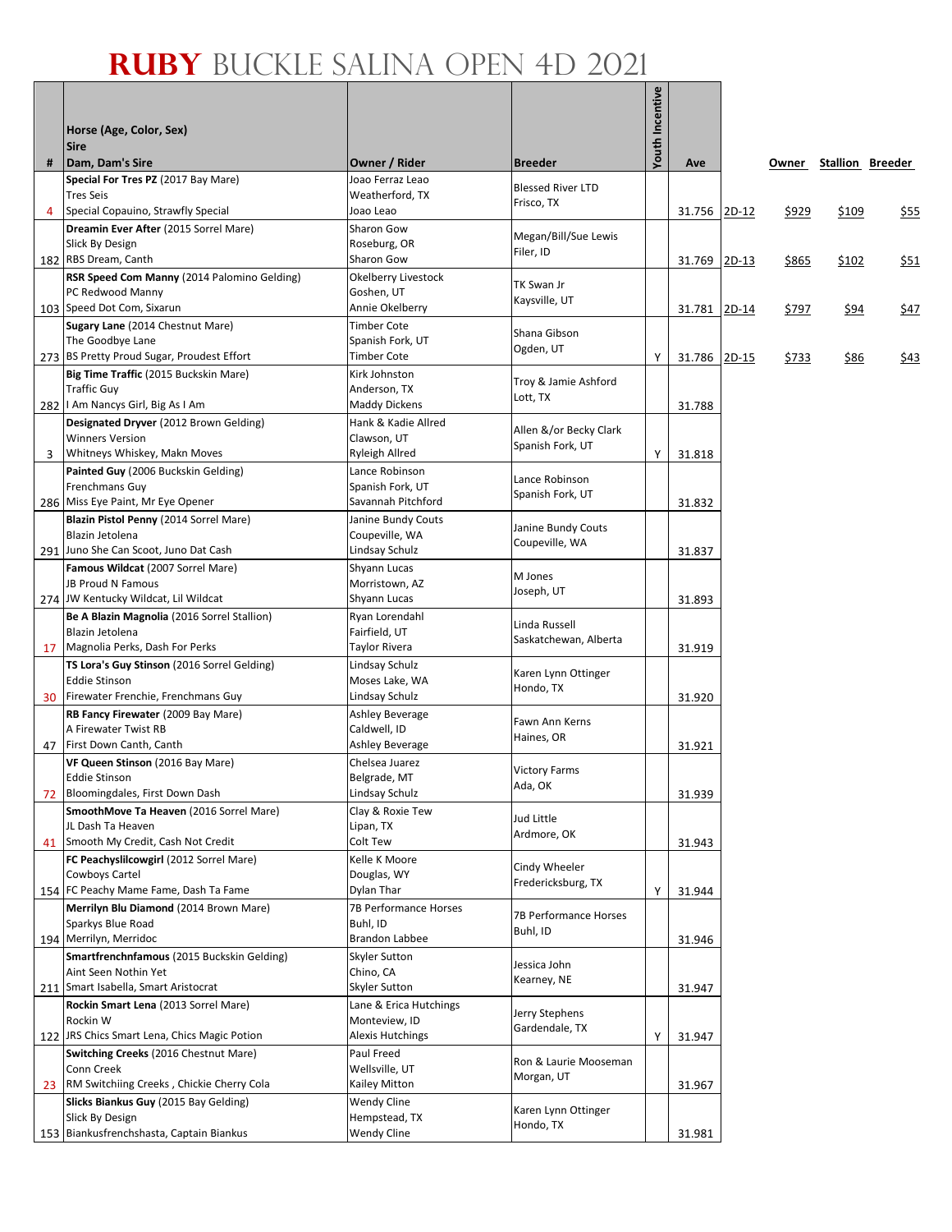# RUBY BUCKLE SALINA OPEN 4D 2021

| # | Horse (Age, Color, Sex)<br>Sire<br>Dam, Dam's Sire | Owner / Rider | Breeder | Youth Incentive | Ave | | Owner | Stallion | Breeder |
|---|---|---|---|---|---|---|---|---|---|
| 4 | **Special For Tres PZ** (2017 Bay Mare)<br>Tres Seis<br>Special Copauino, Strawfly Special | Joao Ferraz Leao<br>Weatherford, TX<br>Joao Leao | Blessed River LTD<br>Frisco, TX | | 31.756 | 2D-12 | $929 | $109 | $55 |
| 182 | **Dreamin Ever After** (2015 Sorrel Mare)<br>Slick By Design<br>RBS Dream, Canth | Sharon Gow<br>Roseburg, OR<br>Sharon Gow | Megan/Bill/Sue Lewis<br>Filer, ID | | 31.769 | 2D-13 | $865 | $102 | $51 |
| 103 | **RSR Speed Com Manny** (2014 Palomino Gelding)<br>PC Redwood Manny<br>Speed Dot Com, Sixarun | Okelberry Livestock<br>Goshen, UT<br>Annie Okelberry | TK Swan Jr<br>Kaysville, UT | | 31.781 | 2D-14 | $797 | $94 | $47 |
| 273 | **Sugary Lane** (2014 Chestnut Mare)<br>The Goodbye Lane<br>BS Pretty Proud Sugar, Proudest Effort | Timber Cote<br>Spanish Fork, UT<br>Timber Cote | Shana Gibson<br>Ogden, UT | Y | 31.786 | 2D-15 | $733 | $86 | $43 |
| 282 | **Big Time Traffic** (2015 Buckskin Mare)<br>Traffic Guy<br>I Am Nancys Girl, Big As I Am | Kirk Johnston<br>Anderson, TX<br>Maddy Dickens | Troy & Jamie Ashford<br>Lott, TX | | 31.788 | | | | |
| 3 | **Designated Dryver** (2012 Brown Gelding)<br>Winners Version<br>Whitneys Whiskey, Makn Moves | Hank & Kadie Allred<br>Clawson, UT<br>Ryleigh Allred | Allen &/or Becky Clark<br>Spanish Fork, UT | Y | 31.818 | | | | |
| 286 | **Painted Guy** (2006 Buckskin Gelding)<br>Frenchmans Guy<br>Miss Eye Paint, Mr Eye Opener | Lance Robinson<br>Spanish Fork, UT<br>Savannah Pitchford | Lance Robinson<br>Spanish Fork, UT | | 31.832 | | | | |
| 291 | **Blazin Pistol Penny** (2014 Sorrel Mare)<br>Blazin Jetolena<br>Juno She Can Scoot, Juno Dat Cash | Janine Bundy Couts<br>Coupeville, WA<br>Lindsay Schulz | Janine Bundy Couts<br>Coupeville, WA | | 31.837 | | | | |
| 274 | **Famous Wildcat** (2007 Sorrel Mare)<br>JB Proud N Famous<br>JW Kentucky Wildcat, Lil Wildcat | Shyann Lucas<br>Morristown, AZ<br>Shyann Lucas | M Jones<br>Joseph, UT | | 31.893 | | | | |
| 17 | **Be A Blazin Magnolia** (2016 Sorrel Stallion)<br>Blazin Jetolena<br>Magnolia Perks, Dash For Perks | Ryan Lorendahl<br>Fairfield, UT<br>Taylor Rivera | Linda Russell<br>Saskatchewan, Alberta | | 31.919 | | | | |
| 30 | **TS Lora's Guy Stinson** (2016 Sorrel Gelding)<br>Eddie Stinson<br>Firewater Frenchie, Frenchmans Guy | Lindsay Schulz<br>Moses Lake, WA<br>Lindsay Schulz | Karen Lynn Ottinger<br>Hondo, TX | | 31.920 | | | | |
| 47 | **RB Fancy Firewater** (2009 Bay Mare)<br>A Firewater Twist RB<br>First Down Canth, Canth | Ashley Beverage<br>Caldwell, ID<br>Ashley Beverage | Fawn Ann Kerns<br>Haines, OR | | 31.921 | | | | |
| 72 | **VF Queen Stinson** (2016 Bay Mare)<br>Eddie Stinson<br>Bloomingdales, First Down Dash | Chelsea Juarez<br>Belgrade, MT<br>Lindsay Schulz | Victory Farms<br>Ada, OK | | 31.939 | | | | |
| 41 | **SmoothMove Ta Heaven** (2016 Sorrel Mare)<br>JL Dash Ta Heaven<br>Smooth My Credit, Cash Not Credit | Clay & Roxie Tew<br>Lipan, TX<br>Colt Tew | Jud Little<br>Ardmore, OK | | 31.943 | | | | |
| 154 | **FC Peachyslilcowgirl** (2012 Sorrel Mare)<br>Cowboys Cartel<br>FC Peachy Mame Fame, Dash Ta Fame | Kelle K Moore<br>Douglas, WY<br>Dylan Thar | Cindy Wheeler<br>Fredericksburg, TX | Y | 31.944 | | | | |
| 194 | **Merrilyn Blu Diamond** (2014 Brown Mare)<br>Sparkys Blue Road<br>Merrilyn, Merridoc | 7B Performance Horses<br>Buhl, ID<br>Brandon Labbee | 7B Performance Horses<br>Buhl, ID | | 31.946 | | | | |
| 211 | **Smartfrenchnfamous** (2015 Buckskin Gelding)<br>Aint Seen Nothin Yet<br>Smart Isabella, Smart Aristocrat | Skyler Sutton<br>Chino, CA<br>Skyler Sutton | Jessica John<br>Kearney, NE | | 31.947 | | | | |
| 122 | **Rockin Smart Lena** (2013 Sorrel Mare)<br>Rockin W<br>JRS Chics Smart Lena, Chics Magic Potion | Lane & Erica Hutchings<br>Monteview, ID<br>Alexis Hutchings | Jerry Stephens<br>Gardendale, TX | Y | 31.947 | | | | |
| 23 | **Switching Creeks** (2016 Chestnut Mare)<br>Conn Creek<br>RM Switchiing Creeks , Chickie Cherry Cola | Paul Freed<br>Wellsville, UT<br>Kailey Mitton | Ron & Laurie Mooseman<br>Morgan, UT | | 31.967 | | | | |
| 153 | **Slicks Biankus Guy** (2015 Bay Gelding)<br>Slick By Design<br>Biankusfrenchshasta, Captain Biankus | Wendy Cline<br>Hempstead, TX<br>Wendy Cline | Karen Lynn Ottinger<br>Hondo, TX | | 31.981 | | | | |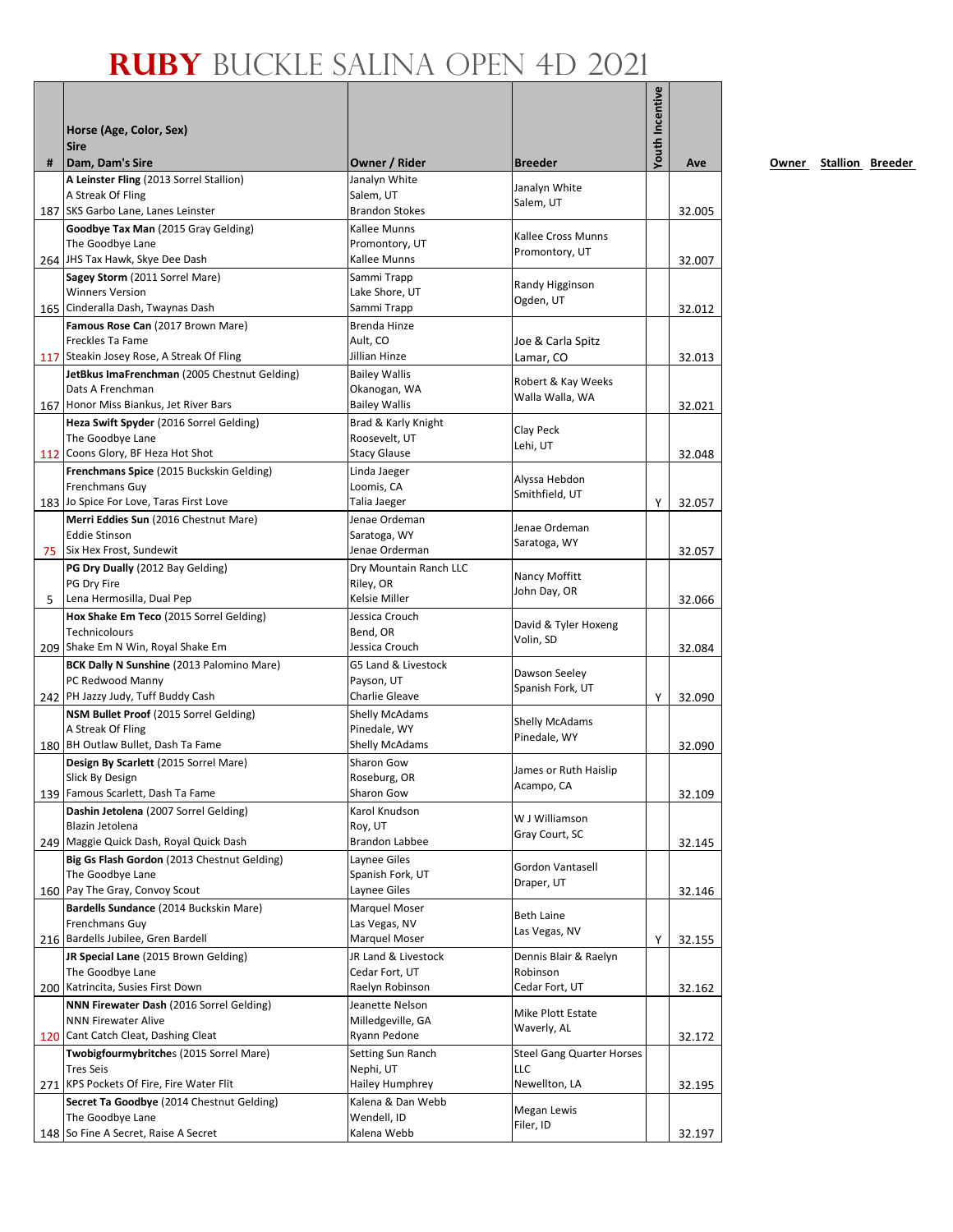# RUBY BUCKLE SALINA OPEN 4D 2021

| # | Horse (Age, Color, Sex)<br>Sire<br>Dam, Dam's Sire | Owner / Rider | Breeder | Youth Incentive | Ave |
|---|---|---|---|---|---|
| 187 | **A Leinster Fling** (2013 Sorrel Stallion)<br>A Streak Of Fling<br>SKS Garbo Lane, Lanes Leinster | Janalyn White<br>Salem, UT<br>Brandon Stokes | Janalyn White<br>Salem, UT | | 32.005 |
| 264 | **Goodbye Tax Man** (2015 Gray Gelding)<br>The Goodbye Lane<br>JHS Tax Hawk, Skye Dee Dash | Kallee Munns<br>Promontory, UT<br>Kallee Munns | Kallee Cross Munns<br>Promontory, UT | | 32.007 |
| 165 | **Sagey Storm** (2011 Sorrel Mare)<br>Winners Version<br>Cinderalla Dash, Twaynas Dash | Sammi Trapp<br>Lake Shore, UT<br>Sammi Trapp | Randy Higginson<br>Ogden, UT | | 32.012 |
| 117 | **Famous Rose Can** (2017 Brown Mare)<br>Freckles Ta Fame<br>Steakin Josey Rose, A Streak Of Fling | Brenda Hinze<br>Ault, CO<br>Jillian Hinze | Joe & Carla Spitz<br>Lamar, CO | | 32.013 |
| 167 | **JetBkus ImaFrenchman** (2005 Chestnut Gelding)<br>Dats A Frenchman<br>Honor Miss Biankus, Jet River Bars | Bailey Wallis<br>Okanogan, WA<br>Bailey Wallis | Robert & Kay Weeks<br>Walla Walla, WA | | 32.021 |
| 112 | **Heza Swift Spyder** (2016 Sorrel Gelding)<br>The Goodbye Lane<br>Coons Glory, BF Heza Hot Shot | Brad & Karly Knight<br>Roosevelt, UT<br>Stacy Glause | Clay Peck<br>Lehi, UT | | 32.048 |
| 183 | **Frenchmans Spice** (2015 Buckskin Gelding)<br>Frenchmans Guy<br>Jo Spice For Love, Taras First Love | Linda Jaeger<br>Loomis, CA<br>Talia Jaeger | Alyssa Hebdon<br>Smithfield, UT | Y | 32.057 |
| 75 | **Merri Eddies Sun** (2016 Chestnut Mare)<br>Eddie Stinson<br>Six Hex Frost, Sundewit | Jenae Ordeman<br>Saratoga, WY<br>Jenae Orderman | Jenae Ordeman<br>Saratoga, WY | | 32.057 |
| 5 | **PG Dry Dually** (2012 Bay Gelding)<br>PG Dry Fire<br>Lena Hermosilla, Dual Pep | Dry Mountain Ranch LLC<br>Riley, OR<br>Kelsie Miller | Nancy Moffitt<br>John Day, OR | | 32.066 |
| 209 | **Hox Shake Em Teco** (2015 Sorrel Gelding)<br>Technicolours<br>Shake Em N Win, Royal Shake Em | Jessica Crouch<br>Bend, OR<br>Jessica Crouch | David & Tyler Hoxeng<br>Volin, SD | | 32.084 |
| 242 | **BCK Dally N Sunshine** (2013 Palomino Mare)<br>PC Redwood Manny<br>PH Jazzy Judy, Tuff Buddy Cash | G5 Land & Livestock<br>Payson, UT<br>Charlie Gleave | Dawson Seeley<br>Spanish Fork, UT | Y | 32.090 |
| 180 | **NSM Bullet Proof** (2015 Sorrel Gelding)<br>A Streak Of Fling<br>BH Outlaw Bullet, Dash Ta Fame | Shelly McAdams<br>Pinedale, WY<br>Shelly McAdams | Shelly McAdams<br>Pinedale, WY | | 32.090 |
| 139 | **Design By Scarlett** (2015 Sorrel Mare)<br>Slick By Design<br>Famous Scarlett, Dash Ta Fame | Sharon Gow<br>Roseburg, OR<br>Sharon Gow | James or Ruth Haislip<br>Acampo, CA | | 32.109 |
| 249 | **Dashin Jetolena** (2007 Sorrel Gelding)<br>Blazin Jetolena<br>Maggie Quick Dash, Royal Quick Dash | Karol Knudson<br>Roy, UT<br>Brandon Labbee | W J Williamson<br>Gray Court, SC | | 32.145 |
| 160 | **Big Gs Flash Gordon** (2013 Chestnut Gelding)<br>The Goodbye Lane<br>Pay The Gray, Convoy Scout | Laynee Giles<br>Spanish Fork, UT<br>Laynee Giles | Gordon Vantasell<br>Draper, UT | | 32.146 |
| 216 | **Bardells Sundance** (2014 Buckskin Mare)<br>Frenchmans Guy<br>Bardells Jubilee, Gren Bardell | Marquel Moser<br>Las Vegas, NV<br>Marquel Moser | Beth Laine<br>Las Vegas, NV | Y | 32.155 |
| 200 | **JR Special Lane** (2015 Brown Gelding)<br>The Goodbye Lane<br>Katrincita, Susies First Down | JR Land & Livestock<br>Cedar Fort, UT<br>Raelyn Robinson | Dennis Blair & Raelyn Robinson<br>Cedar Fort, UT | | 32.162 |
| 120 | **NNN Firewater Dash** (2016 Sorrel Gelding)<br>NNN Firewater Alive<br>Cant Catch Cleat, Dashing Cleat | Jeanette Nelson<br>Milledgeville, GA<br>Ryann Pedone | Mike Plott Estate<br>Waverly, AL | | 32.172 |
| 271 | **Twobigfourmybritches** (2015 Sorrel Mare)<br>Tres Seis<br>KPS Pockets Of Fire, Fire Water Flit | Setting Sun Ranch<br>Nephi, UT<br>Hailey Humphrey | Steel Gang Quarter Horses LLC<br>Newellton, LA | | 32.195 |
| 148 | **Secret Ta Goodbye** (2014 Chestnut Gelding)<br>The Goodbye Lane<br>So Fine A Secret, Raise A Secret | Kalena & Dan Webb<br>Wendell, ID<br>Kalena Webb | Megan Lewis<br>Filer, ID | | 32.197 |

Owner Stallion Breeder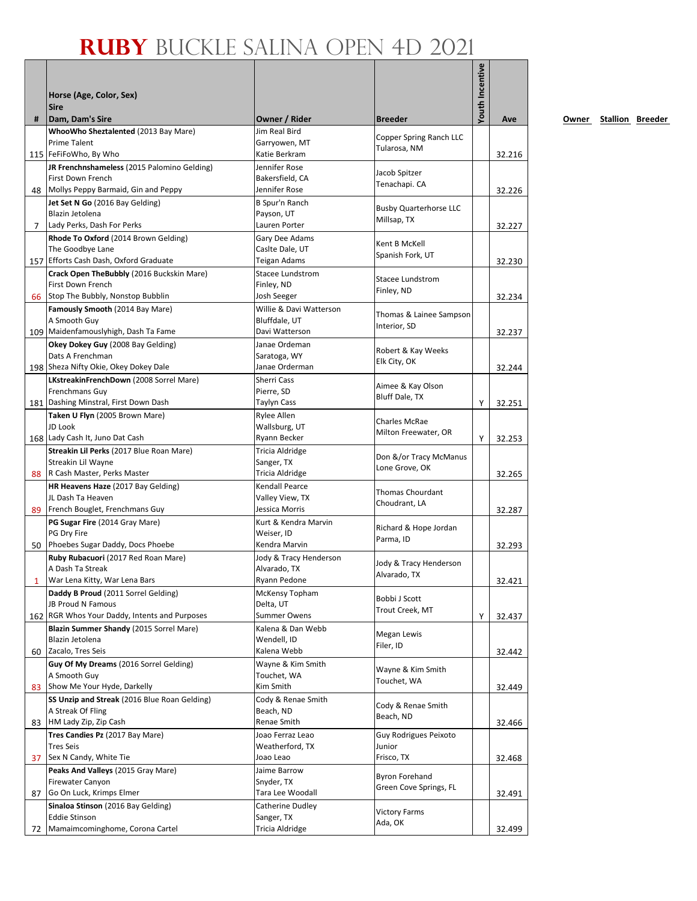# RUBY BUCKLE SALINA OPEN 4D 2021

| # | Horse (Age, Color, Sex)<br>Sire<br>Dam, Dam's Sire | Owner / Rider | Breeder | Youth Incentive | Ave |
|---|---|---|---|---|---|
| 115 | **WhooWho Sheztalented** (2013 Bay Mare)<br>Prime Talent<br>FeFiFoWho, By Who | Jim Real Bird<br>Garryowen, MT<br>Katie Berkram | Copper Spring Ranch LLC<br>Tularosa, NM | | 32.216 |
| 48 | **JR Frenchnshameless** (2015 Palomino Gelding)<br>First Down French<br>Mollys Peppy Barmaid, Gin and Peppy | Jennifer Rose<br>Bakersfield, CA<br>Jennifer Rose | Jacob Spitzer<br>Tenachapi. CA | | 32.226 |
| 7 | **Jet Set N Go** (2016 Bay Gelding)<br>Blazin Jetolena<br>Lady Perks, Dash For Perks | B Spur'n Ranch<br>Payson, UT<br>Lauren Porter | Busby Quarterhorse LLC<br>Millsap, TX | | 32.227 |
| 157 | **Rhode To Oxford** (2014 Brown Gelding)<br>The Goodbye Lane<br>Efforts Cash Dash, Oxford Graduate | Gary Dee Adams<br>Caslte Dale, UT<br>Teigan Adams | Kent B McKell<br>Spanish Fork, UT | | 32.230 |
| 66 | **Crack Open TheBubbly** (2016 Buckskin Mare)<br>First Down French<br>Stop The Bubbly, Nonstop Bubblin | Stacee Lundstrom<br>Finley, ND<br>Josh Seeger | Stacee Lundstrom<br>Finley, ND | | 32.234 |
| 109 | **Famously Smooth** (2014 Bay Mare)<br>A Smooth Guy<br>Maidenfamouslyhigh, Dash Ta Fame | Willie & Davi Watterson<br>Bluffdale, UT<br>Davi Watterson | Thomas & Lainee Sampson<br>Interior, SD | | 32.237 |
| 198 | **Okey Dokey Guy** (2008 Bay Gelding)<br>Dats A Frenchman<br>Sheza Nifty Okie, Okey Dokey Dale | Janae Ordeman<br>Saratoga, WY<br>Janae Orderman | Robert & Kay Weeks<br>Elk City, OK | | 32.244 |
| 181 | **LKstreakinFrenchDown** (2008 Sorrel Mare)<br>Frenchmans Guy<br>Dashing Minstral, First Down Dash | Sherri Cass<br>Pierre, SD<br>Taylyn Cass | Aimee & Kay Olson<br>Bluff Dale, TX | Y | 32.251 |
| 168 | **Taken U Flyn** (2005 Brown Mare)<br>JD Look<br>Lady Cash It, Juno Dat Cash | Rylee Allen<br>Wallsburg, UT<br>Ryann Becker | Charles McRae<br>Milton Freewater, OR | Y | 32.253 |
| 88 | **Streakin Lil Perks** (2017 Blue Roan Mare)<br>Streakin Lil Wayne<br>R Cash Master, Perks Master | Tricia Aldridge<br>Sanger, TX<br>Tricia Aldridge | Don &/or Tracy McManus<br>Lone Grove, OK | | 32.265 |
| 89 | **HR Heavens Haze** (2017 Bay Gelding)<br>JL Dash Ta Heaven<br>French Bouglet, Frenchmans Guy | Kendall Pearce<br>Valley View, TX<br>Jessica Morris | Thomas Chourdant<br>Choudrant, LA | | 32.287 |
| 50 | **PG Sugar Fire** (2014 Gray Mare)<br>PG Dry Fire<br>Phoebes Sugar Daddy, Docs Phoebe | Kurt & Kendra Marvin<br>Weiser, ID<br>Kendra Marvin | Richard & Hope Jordan<br>Parma, ID | | 32.293 |
| 1 | **Ruby Rubacuori** (2017 Red Roan Mare)<br>A Dash Ta Streak<br>War Lena Kitty, War Lena Bars | Jody & Tracy Henderson<br>Alvarado, TX<br>Ryann Pedone | Jody & Tracy Henderson<br>Alvarado, TX | | 32.421 |
| 162 | **Daddy B Proud** (2011 Sorrel Gelding)<br>JB Proud N Famous<br>RGR Whos Your Daddy, Intents and Purposes | McKensy Topham<br>Delta, UT<br>Summer Owens | Bobbi J Scott<br>Trout Creek, MT | Y | 32.437 |
| 60 | **Blazin Summer Shandy** (2015 Sorrel Mare)<br>Blazin Jetolena<br>Zacalo, Tres Seis | Kalena & Dan Webb<br>Wendell, ID<br>Kalena Webb | Megan Lewis<br>Filer, ID | | 32.442 |
| 83 | **Guy Of My Dreams** (2016 Sorrel Gelding)<br>A Smooth Guy<br>Show Me Your Hyde, Darkelly | Wayne & Kim Smith<br>Touchet, WA<br>Kim Smith | Wayne & Kim Smith<br>Touchet, WA | | 32.449 |
| 83 | **SS Unzip and Streak** (2016 Blue Roan Gelding)<br>A Streak Of Fling<br>HM Lady Zip, Zip Cash | Cody & Renae Smith<br>Beach, ND<br>Renae Smith | Cody & Renae Smith<br>Beach, ND | | 32.466 |
| 37 | **Tres Candies Pz** (2017 Bay Mare)<br>Tres Seis<br>Sex N Candy, White Tie | Joao Ferraz Leao<br>Weatherford, TX<br>Joao Leao | Guy Rodrigues Peixoto Junior<br>Frisco, TX | | 32.468 |
| 87 | **Peaks And Valleys** (2015 Gray Mare)<br>Firewater Canyon<br>Go On Luck, Krimps Elmer | Jaime Barrow<br>Snyder, TX<br>Tara Lee Woodall | Byron Forehand<br>Green Cove Springs, FL | | 32.491 |
| 72 | **Sinaloa Stinson** (2016 Bay Gelding)<br>Eddie Stinson<br>Mamaimcominghome, Corona Cartel | Catherine Dudley<br>Sanger, TX<br>Tricia Aldridge | Victory Farms<br>Ada, OK | | 32.499 |

Owner Stallion Breeder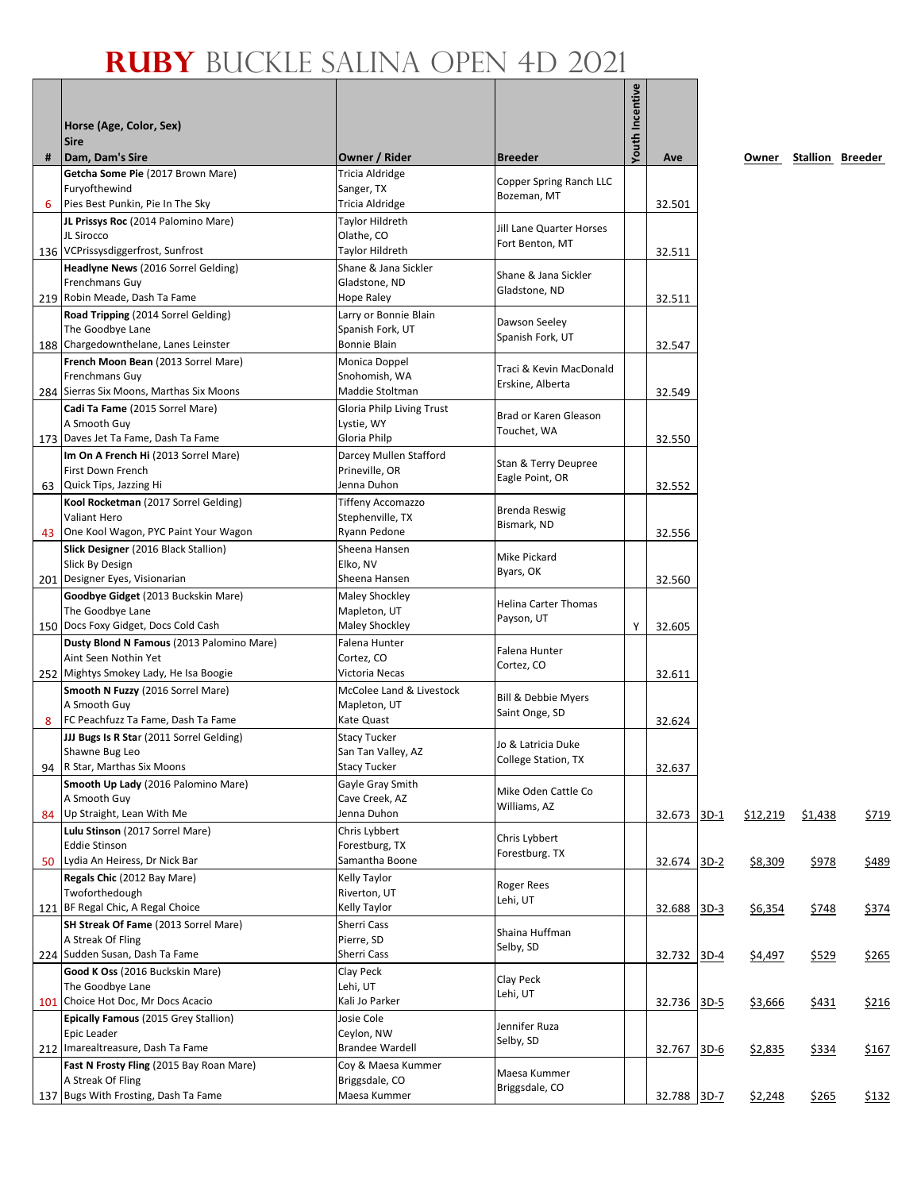# RUBY BUCKLE SALINA OPEN 4D 2021

| # | Horse (Age, Color, Sex)<br>Sire<br>Dam, Dam's Sire | Owner / Rider | Breeder | Youth Incentive | Ave | | Owner | Stallion | Breeder |
|---|---|---|---|---|---|---|---|---|---|
| 6 | **Getcha Some Pie** (2017 Brown Mare)<br>Furyofthewind<br>Pies Best Punkin, Pie In The Sky | Tricia Aldridge<br>Sanger, TX<br>Tricia Aldridge | Copper Spring Ranch LLC<br>Bozeman, MT | | 32.501 | | | | |
| 136 | **JL Prissys Roc** (2014 Palomino Mare)<br>JL Sirocco<br>VCPrissysdiggerfrost, Sunfrost | Taylor Hildreth<br>Olathe, CO<br>Taylor Hildreth | Jill Lane Quarter Horses<br>Fort Benton, MT | | 32.511 | | | | |
| 219 | **Headlyne News** (2016 Sorrel Gelding)<br>Frenchmans Guy<br>Robin Meade, Dash Ta Fame | Shane & Jana Sickler<br>Gladstone, ND<br>Hope Raley | Shane & Jana Sickler<br>Gladstone, ND | | 32.511 | | | | |
| 188 | **Road Tripping** (2014 Sorrel Gelding)<br>The Goodbye Lane<br>Chargedownthelane, Lanes Leinster | Larry or Bonnie Blain<br>Spanish Fork, UT<br>Bonnie Blain | Dawson Seeley<br>Spanish Fork, UT | | 32.547 | | | | |
| 284 | **French Moon Bean** (2013 Sorrel Mare)<br>Frenchmans Guy<br>Sierras Six Moons, Marthas Six Moons | Monica Doppel<br>Snohomish, WA<br>Maddie Stoltman | Traci & Kevin MacDonald<br>Erskine, Alberta | | 32.549 | | | | |
| 173 | **Cadi Ta Fame** (2015 Sorrel Mare)<br>A Smooth Guy<br>Daves Jet Ta Fame, Dash Ta Fame | Gloria Philp Living Trust<br>Lystie, WY<br>Gloria Philp | Brad or Karen Gleason<br>Touchet, WA | | 32.550 | | | | |
| 63 | **Im On A French Hi** (2013 Sorrel Mare)<br>First Down French<br>Quick Tips, Jazzing Hi | Darcey Mullen Stafford<br>Prineville, OR<br>Jenna Duhon | Stan & Terry Deupree<br>Eagle Point, OR | | 32.552 | | | | |
| 43 | **Kool Rocketman** (2017 Sorrel Gelding)<br>Valiant Hero<br>One Kool Wagon, PYC Paint Your Wagon | Tiffeny Accomazzo<br>Stephenville, TX<br>Ryann Pedone | Brenda Reswig<br>Bismark, ND | | 32.556 | | | | |
| 201 | **Slick Designer** (2016 Black Stallion)<br>Slick By Design<br>Designer Eyes, Visionarian | Sheena Hansen<br>Elko, NV<br>Sheena Hansen | Mike Pickard<br>Byars, OK | | 32.560 | | | | |
| 150 | **Goodbye Gidget** (2013 Buckskin Mare)<br>The Goodbye Lane<br>Docs Foxy Gidget, Docs Cold Cash | Maley Shockley<br>Mapleton, UT<br>Maley Shockley | Helina Carter Thomas<br>Payson, UT | Y | 32.605 | | | | |
| 252 | **Dusty Blond N Famous** (2013 Palomino Mare)<br>Aint Seen Nothin Yet<br>Mightys Smokey Lady, He Isa Boogie | Falena Hunter<br>Cortez, CO<br>Victoria Necas | Falena Hunter<br>Cortez, CO | | 32.611 | | | | |
| 8 | **Smooth N Fuzzy** (2016 Sorrel Mare)<br>A Smooth Guy<br>FC Peachfuzz Ta Fame, Dash Ta Fame | McColee Land & Livestock<br>Mapleton, UT<br>Kate Quast | Bill & Debbie Myers<br>Saint Onge, SD | | 32.624 | | | | |
| 94 | **JJJ Bugs Is R Star** (2011 Sorrel Gelding)<br>Shawne Bug Leo<br>R Star, Marthas Six Moons | Stacy Tucker<br>San Tan Valley, AZ<br>Stacy Tucker | Jo & Latricia Duke<br>College Station, TX | | 32.637 | | | | |
| 84 | **Smooth Up Lady** (2016 Palomino Mare)<br>A Smooth Guy<br>Up Straight, Lean With Me | Gayle Gray Smith<br>Cave Creek, AZ<br>Jenna Duhon | Mike Oden Cattle Co<br>Williams, AZ | | 32.673 | 3D-1 | $12,219 | $1,438 | $719 |
| 50 | **Lulu Stinson** (2017 Sorrel Mare)<br>Eddie Stinson<br>Lydia An Heiress, Dr Nick Bar | Chris Lybbert<br>Forestburg, TX<br>Samantha Boone | Chris Lybbert<br>Forestburg. TX | | 32.674 | 3D-2 | $8,309 | $978 | $489 |
| 121 | **Regals Chic** (2012 Bay Mare)<br>Twoforthedough<br>BF Regal Chic, A Regal Choice | Kelly Taylor<br>Riverton, UT<br>Kelly Taylor | Roger Rees<br>Lehi, UT | | 32.688 | 3D-3 | $6,354 | $748 | $374 |
| 224 | **SH Streak Of Fame** (2013 Sorrel Mare)<br>A Streak Of Fling<br>Sudden Susan, Dash Ta Fame | Sherri Cass<br>Pierre, SD<br>Sherri Cass | Shaina Huffman<br>Selby, SD | | 32.732 | 3D-4 | $4,497 | $529 | $265 |
| 101 | **Good K Oss** (2016 Buckskin Mare)<br>The Goodbye Lane<br>Choice Hot Doc, Mr Docs Acacio | Clay Peck<br>Lehi, UT<br>Kali Jo Parker | Clay Peck<br>Lehi, UT | | 32.736 | 3D-5 | $3,666 | $431 | $216 |
| 212 | **Epically Famous** (2015 Grey Stallion)<br>Epic Leader<br>Imarealtreasure, Dash Ta Fame | Josie Cole<br>Ceylon, NW<br>Brandee Wardell | Jennifer Ruza<br>Selby, SD | | 32.767 | 3D-6 | $2,835 | $334 | $167 |
| 137 | **Fast N Frosty Fling** (2015 Bay Roan Mare)<br>A Streak Of Fling<br>Bugs With Frosting, Dash Ta Fame | Coy & Maesa Kummer<br>Briggsdale, CO<br>Maesa Kummer | Maesa Kummer<br>Briggsdale, CO | | 32.788 | 3D-7 | $2,248 | $265 | $132 |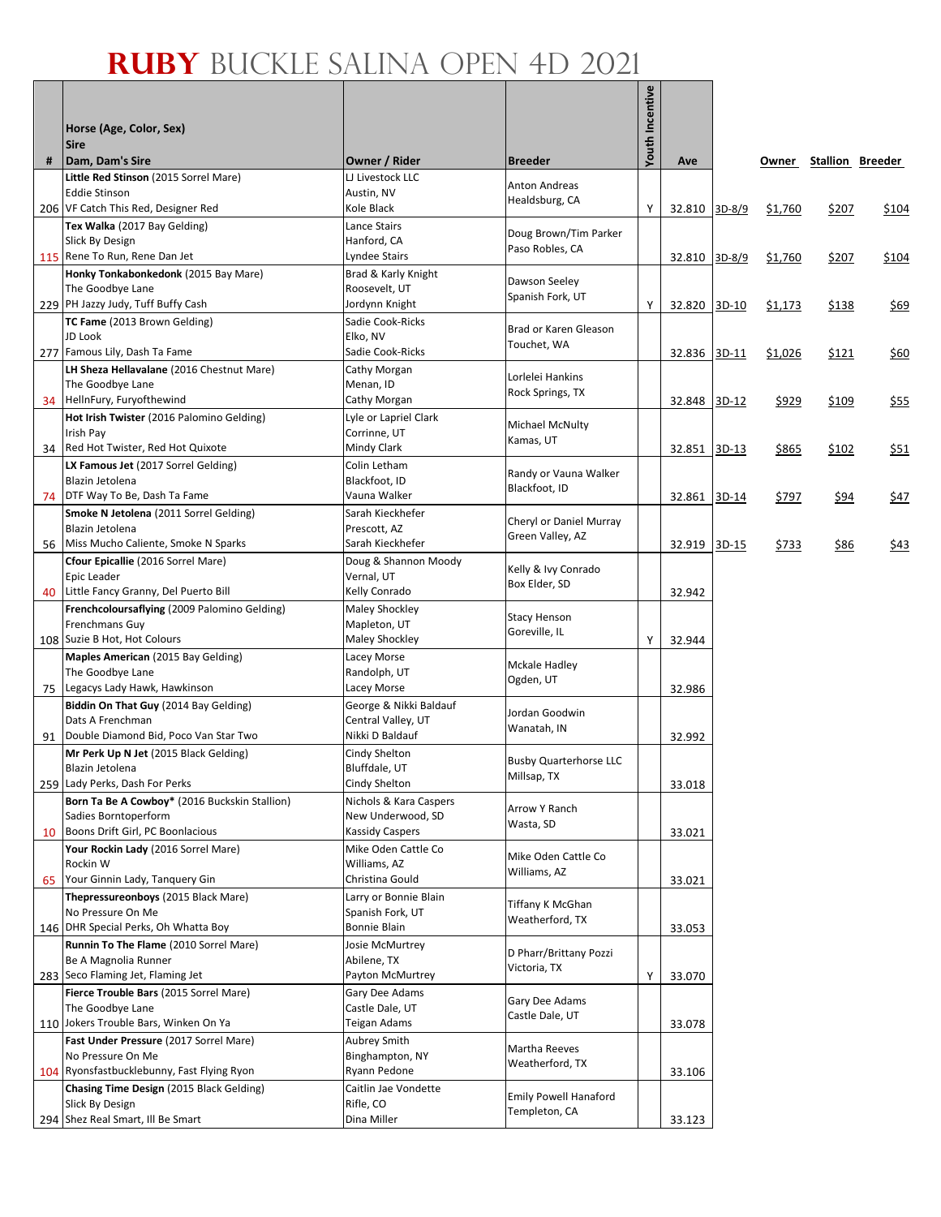# RUBY BUCKLE SALINA OPEN 4D 2021

| # | Horse (Age, Color, Sex)<br>Sire<br>Dam, Dam's Sire | Owner / Rider | Breeder | Youth Incentive | Ave | | Owner | Stallion | Breeder |
|---|---|---|---|---|---|---|---|---|---|
| 206 | **Little Red Stinson** (2015 Sorrel Mare)<br>Eddie Stinson<br>VF Catch This Red, Designer Red | LJ Livestock LLC<br>Austin, NV<br>Kole Black | Anton Andreas<br>Healdsburg, CA | Y | 32.810 | 3D-8/9 | $1,760 | $207 | $104 |
| 115 | **Tex Walka** (2017 Bay Gelding)<br>Slick By Design<br>Rene To Run, Rene Dan Jet | Lance Stairs<br>Hanford, CA<br>Lyndee Stairs | Doug Brown/Tim Parker<br>Paso Robles, CA | | 32.810 | 3D-8/9 | $1,760 | $207 | $104 |
| 229 | **Honky Tonkabonkedonk** (2015 Bay Mare)<br>The Goodbye Lane<br>PH Jazzy Judy, Tuff Buffy Cash | Brad & Karly Knight<br>Roosevelt, UT<br>Jordynn Knight | Dawson Seeley<br>Spanish Fork, UT | Y | 32.820 | 3D-10 | $1,173 | $138 | $69 |
| 277 | **TC Fame** (2013 Brown Gelding)<br>JD Look<br>Famous Lily, Dash Ta Fame | Sadie Cook-Ricks<br>Elko, NV<br>Sadie Cook-Ricks | Brad or Karen Gleason<br>Touchet, WA | | 32.836 | 3D-11 | $1,026 | $121 | $60 |
| 34 | **LH Sheza Hellavalane** (2016 Chestnut Mare)<br>The Goodbye Lane<br>HellnFury, Furyofthewind | Cathy Morgan<br>Menan, ID<br>Cathy Morgan | Lorlelei Hankins<br>Rock Springs, TX | | 32.848 | 3D-12 | $929 | $109 | $55 |
| 34 | **Hot Irish Twister** (2016 Palomino Gelding)<br>Irish Pay<br>Red Hot Twister, Red Hot Quixote | Lyle or Lapriel Clark<br>Corrinne, UT<br>Mindy Clark | Michael McNulty<br>Kamas, UT | | 32.851 | 3D-13 | $865 | $102 | $51 |
| 74 | **LX Famous Jet** (2017 Sorrel Gelding)<br>Blazin Jetolena<br>DTF Way To Be, Dash Ta Fame | Colin Letham<br>Blackfoot, ID<br>Vauna Walker | Randy or Vauna Walker<br>Blackfoot, ID | | 32.861 | 3D-14 | $797 | $94 | $47 |
| 56 | **Smoke N Jetolena** (2011 Sorrel Gelding)<br>Blazin Jetolena<br>Miss Mucho Caliente, Smoke N Sparks | Sarah Kieckhefer<br>Prescott, AZ<br>Sarah Kieckhefer | Cheryl or Daniel Murray<br>Green Valley, AZ | | 32.919 | 3D-15 | $733 | $86 | $43 |
| 40 | **Cfour Epicallie** (2016 Sorrel Mare)<br>Epic Leader<br>Little Fancy Granny, Del Puerto Bill | Doug & Shannon Moody<br>Vernal, UT<br>Kelly Conrado | Kelly & Ivy Conrado<br>Box Elder, SD | | 32.942 | | | | |
| 108 | **Frenchcoloursaflying** (2009 Palomino Gelding)<br>Frenchmans Guy<br>Suzie B Hot, Hot Colours | Maley Shockley<br>Mapleton, UT<br>Maley Shockley | Stacy Henson<br>Goreville, IL | Y | 32.944 | | | | |
| 75 | **Maples American** (2015 Bay Gelding)<br>The Goodbye Lane<br>Legacys Lady Hawk, Hawkinson | Lacey Morse<br>Randolph, UT<br>Lacey Morse | Mckale Hadley<br>Ogden, UT | | 32.986 | | | | |
| 91 | **Biddin On That Guy** (2014 Bay Gelding)<br>Dats A Frenchman<br>Double Diamond Bid, Poco Van Star Two | George & Nikki Baldauf<br>Central Valley, UT<br>Nikki D Baldauf | Jordan Goodwin<br>Wanatah, IN | | 32.992 | | | | |
| 259 | **Mr Perk Up N Jet** (2015 Black Gelding)<br>Blazin Jetolena<br>Lady Perks, Dash For Perks | Cindy Shelton<br>Bluffdale, UT<br>Cindy Shelton | Busby Quarterhorse LLC<br>Millsap, TX | | 33.018 | | | | |
| 10 | **Born Ta Be A Cowboy*** (2016 Buckskin Stallion)<br>Sadies Borntoperform<br>Boons Drift Girl, PC Boonlacious | Nichols & Kara Caspers<br>New Underwood, SD<br>Kassidy Caspers | Arrow Y Ranch<br>Wasta, SD | | 33.021 | | | | |
| 65 | **Your Rockin Lady** (2016 Sorrel Mare)<br>Rockin W<br>Your Ginnin Lady, Tanquery Gin | Mike Oden Cattle Co<br>Williams, AZ<br>Christina Gould | Mike Oden Cattle Co<br>Williams, AZ | | 33.021 | | | | |
| 146 | **Thepressureonboys** (2015 Black Mare)<br>No Pressure On Me<br>DHR Special Perks, Oh Whatta Boy | Larry or Bonnie Blain<br>Spanish Fork, UT<br>Bonnie Blain | Tiffany K McGhan<br>Weatherford, TX | | 33.053 | | | | |
| 283 | **Runnin To The Flame** (2010 Sorrel Mare)<br>Be A Magnolia Runner<br>Seco Flaming Jet, Flaming Jet | Josie McMurtrey<br>Abilene, TX<br>Payton McMurtrey | D Pharr/Brittany Pozzi<br>Victoria, TX | Y | 33.070 | | | | |
| 110 | **Fierce Trouble Bars** (2015 Sorrel Mare)<br>The Goodbye Lane<br>Jokers Trouble Bars, Winken On Ya | Gary Dee Adams<br>Castle Dale, UT<br>Teigan Adams | Gary Dee Adams<br>Castle Dale, UT | | 33.078 | | | | |
| 104 | **Fast Under Pressure** (2017 Sorrel Mare)<br>No Pressure On Me<br>Ryonsfastbucklebunny, Fast Flying Ryon | Aubrey Smith<br>Binghampton, NY<br>Ryann Pedone | Martha Reeves<br>Weatherford, TX | | 33.106 | | | | |
| 294 | **Chasing Time Design** (2015 Black Gelding)<br>Slick By Design<br>Shez Real Smart, Ill Be Smart | Caitlin Jae Vondette<br>Rifle, CO<br>Dina Miller | Emily Powell Hanaford<br>Templeton, CA | | 33.123 | | | | |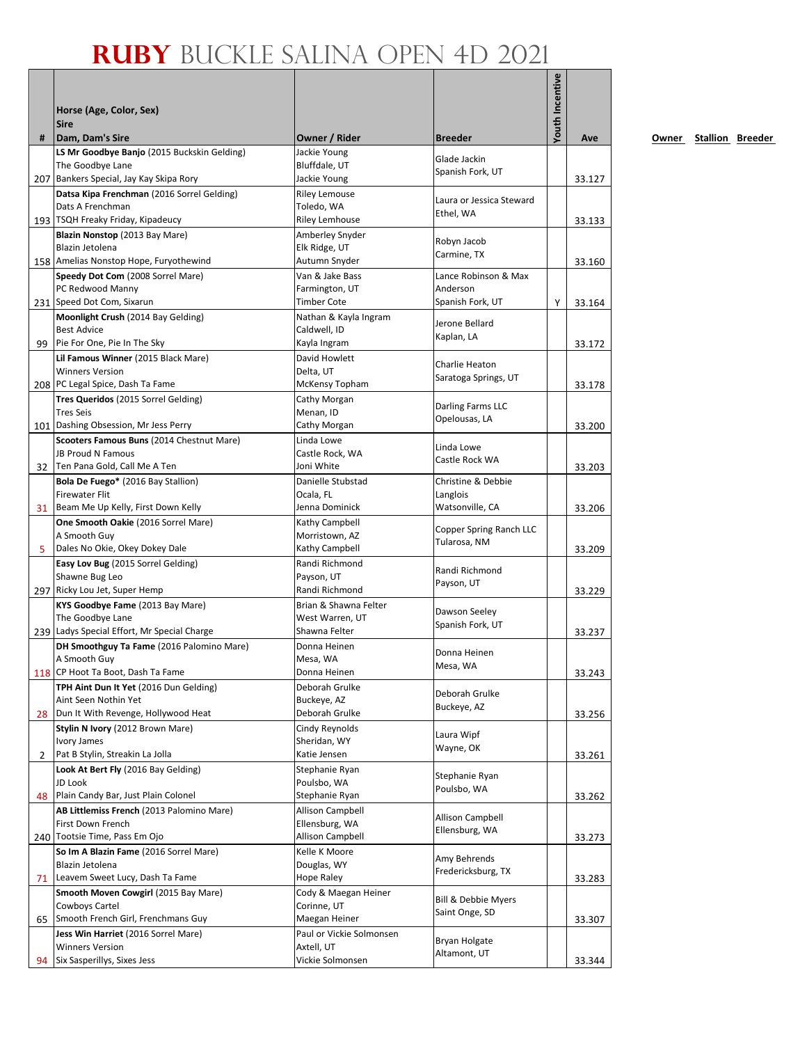# RUBY BUCKLE SALINA OPEN 4D 2021

| # | Horse (Age, Color, Sex)<br>Sire<br>Dam, Dam's Sire | Owner / Rider | Breeder | Youth Incentive | Ave |
|---|---|---|---|---|---|
| 207 | **LS Mr Goodbye Banjo** (2015 Buckskin Gelding)<br>The Goodbye Lane<br>Bankers Special, Jay Kay Skipa Rory | Jackie Young<br>Bluffdale, UT<br>Jackie Young | Glade Jackin<br>Spanish Fork, UT | | 33.127 |
| 193 | **Datsa Kipa Frenchman** (2016 Sorrel Gelding)<br>Dats A Frenchman<br>TSQH Freaky Friday, Kipadeucy | Riley Lemouse<br>Toledo, WA<br>Riley Lemhouse | Laura or Jessica Steward<br>Ethel, WA | | 33.133 |
| 158 | **Blazin Nonstop** (2013 Bay Mare)<br>Blazin Jetolena<br>Amelias Nonstop Hope, Furyothewind | Amberley Snyder<br>Elk Ridge, UT<br>Autumn Snyder | Robyn Jacob<br>Carmine, TX | | 33.160 |
| 231 | **Speedy Dot Com** (2008 Sorrel Mare)<br>PC Redwood Manny<br>Speed Dot Com, Sixarun | Van & Jake Bass<br>Farmington, UT<br>Timber Cote | Lance Robinson & Max Anderson<br>Spanish Fork, UT | Y | 33.164 |
| 99 | **Moonlight Crush** (2014 Bay Gelding)<br>Best Advice<br>Pie For One, Pie In The Sky | Nathan & Kayla Ingram<br>Caldwell, ID<br>Kayla Ingram | Jerone Bellard<br>Kaplan, LA | | 33.172 |
| 208 | **Lil Famous Winner** (2015 Black Mare)<br>Winners Version<br>PC Legal Spice, Dash Ta Fame | David Howlett<br>Delta, UT<br>McKensy Topham | Charlie Heaton<br>Saratoga Springs, UT | | 33.178 |
| 101 | **Tres Queridos** (2015 Sorrel Gelding)<br>Tres Seis<br>Dashing Obsession, Mr Jess Perry | Cathy Morgan<br>Menan, ID<br>Cathy Morgan | Darling Farms LLC<br>Opelousas, LA | | 33.200 |
| 32 | **Scooters Famous Buns** (2014 Chestnut Mare)<br>JB Proud N Famous<br>Ten Pana Gold, Call Me A Ten | Linda Lowe<br>Castle Rock, WA<br>Joni White | Linda Lowe<br>Castle Rock WA | | 33.203 |
| 31 | **Bola De Fuego*** (2016 Bay Stallion)<br>Firewater Flit<br>Beam Me Up Kelly, First Down Kelly | Danielle Stubstad<br>Ocala, FL<br>Jenna Dominick | Christine & Debbie Langlois<br>Watsonville, CA | | 33.206 |
| 5 | **One Smooth Oakie** (2016 Sorrel Mare)<br>A Smooth Guy<br>Dales No Okie, Okey Dokey Dale | Kathy Campbell<br>Morristown, AZ<br>Kathy Campbell | Copper Spring Ranch LLC<br>Tularosa, NM | | 33.209 |
| 297 | **Easy Lov Bug** (2015 Sorrel Gelding)<br>Shawne Bug Leo<br>Ricky Lou Jet, Super Hemp | Randi Richmond<br>Payson, UT<br>Randi Richmond | Randi Richmond<br>Payson, UT | | 33.229 |
| 239 | **KYS Goodbye Fame** (2013 Bay Mare)<br>The Goodbye Lane<br>Ladys Special Effort, Mr Special Charge | Brian & Shawna Felter<br>West Warren, UT<br>Shawna Felter | Dawson Seeley<br>Spanish Fork, UT | | 33.237 |
| 118 | **DH Smoothguy Ta Fame** (2016 Palomino Mare)<br>A Smooth Guy<br>CP Hoot Ta Boot, Dash Ta Fame | Donna Heinen<br>Mesa, WA<br>Donna Heinen | Donna Heinen<br>Mesa, WA | | 33.243 |
| 28 | **TPH Aint Dun It Yet** (2016 Dun Gelding)<br>Aint Seen Nothin Yet<br>Dun It With Revenge, Hollywood Heat | Deborah Grulke<br>Buckeye, AZ<br>Deborah Grulke | Deborah Grulke<br>Buckeye, AZ | | 33.256 |
| 2 | **Stylin N Ivory** (2012 Brown Mare)<br>Ivory James<br>Pat B Stylin, Streakin La Jolla | Cindy Reynolds<br>Sheridan, WY<br>Katie Jensen | Laura Wipf<br>Wayne, OK | | 33.261 |
| 48 | **Look At Bert Fly** (2016 Bay Gelding)<br>JD Look<br>Plain Candy Bar, Just Plain Colonel | Stephanie Ryan<br>Poulsbo, WA<br>Stephanie Ryan | Stephanie Ryan<br>Poulsbo, WA | | 33.262 |
| 240 | **AB Littlemiss French** (2013 Palomino Mare)<br>First Down French<br>Tootsie Time, Pass Em Ojo | Allison Campbell<br>Ellensburg, WA<br>Allison Campbell | Allison Campbell<br>Ellensburg, WA | | 33.273 |
| 71 | **So Im A Blazin Fame** (2016 Sorrel Mare)<br>Blazin Jetolena<br>Leavem Sweet Lucy, Dash Ta Fame | Kelle K Moore<br>Douglas, WY<br>Hope Raley | Amy Behrends<br>Fredericksburg, TX | | 33.283 |
| 65 | **Smooth Moven Cowgirl** (2015 Bay Mare)<br>Cowboys Cartel<br>Smooth French Girl, Frenchmans Guy | Cody & Maegan Heiner<br>Corinne, UT<br>Maegan Heiner | Bill & Debbie Myers<br>Saint Onge, SD | | 33.307 |
| 94 | **Jess Win Harriet** (2016 Sorrel Mare)<br>Winners Version<br>Six Sasperillys, Sixes Jess | Paul or Vickie Solmonsen<br>Axtell, UT<br>Vickie Solmonsen | Bryan Holgate<br>Altamont, UT | | 33.344 |

Owner Stallion Breeder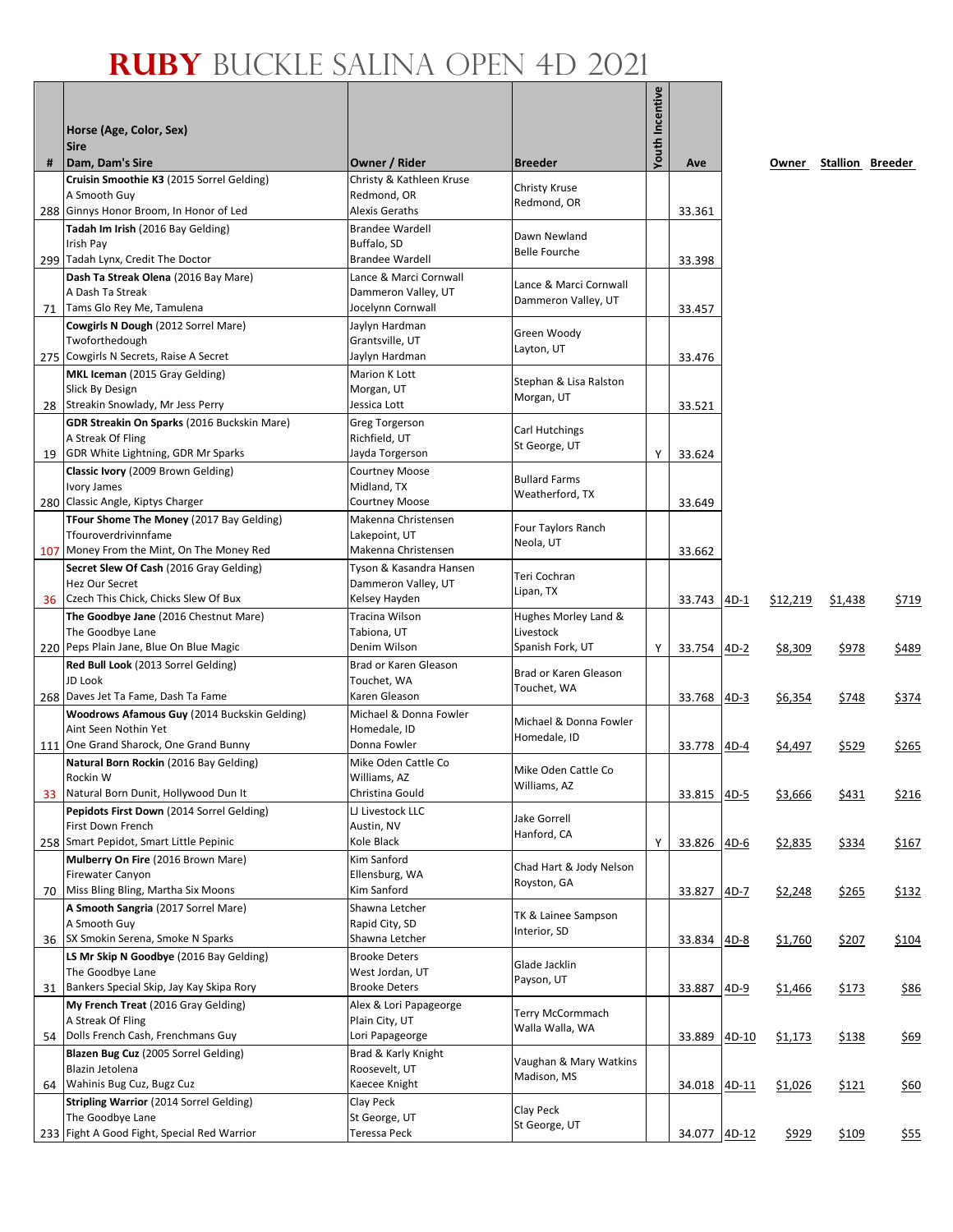# RUBY BUCKLE SALINA OPEN 4D 2021

| # | Horse (Age, Color, Sex) Sire Dam, Dam's Sire | Owner / Rider | Breeder | Youth Incentive | Ave | | Owner | Stallion | Breeder |
|---|---|---|---|---|---|---|---|---|---|
| 288 | **Cruisin Smoothie K3** (2015 Sorrel Gelding) A Smooth Guy Ginnys Honor Broom, In Honor of Led | Christy & Kathleen Kruse Redmond, OR Alexis Geraths | Christy Kruse Redmond, OR | | 33.361 | | | | |
| 299 | **Tadah Im Irish** (2016 Bay Gelding) Irish Pay Tadah Lynx, Credit The Doctor | Brandee Wardell Buffalo, SD Brandee Wardell | Dawn Newland Belle Fourche | | 33.398 | | | | |
| 71 | **Dash Ta Streak Olena** (2016 Bay Mare) A Dash Ta Streak Tams Glo Rey Me, Tamulena | Lance & Marci Cornwall Dammeron Valley, UT Jocelynn Cornwall | Lance & Marci Cornwall Dammeron Valley, UT | | 33.457 | | | | |
| 275 | **Cowgirls N Dough** (2012 Sorrel Mare) Twoforthedough Cowgirls N Secrets, Raise A Secret | Jaylyn Hardman Grantsville, UT Jaylyn Hardman | Green Woody Layton, UT | | 33.476 | | | | |
| 28 | **MKL Iceman** (2015 Gray Gelding) Slick By Design Streakin Snowlady, Mr Jess Perry | Marion K Lott Morgan, UT Jessica Lott | Stephan & Lisa Ralston Morgan, UT | | 33.521 | | | | |
| 19 | **GDR Streakin On Sparks** (2016 Buckskin Mare) A Streak Of Fling GDR White Lightning, GDR Mr Sparks | Greg Torgerson Richfield, UT Jayda Torgerson | Carl Hutchings St George, UT | Y | 33.624 | | | | |
| 280 | **Classic Ivory** (2009 Brown Gelding) Ivory James Classic Angle, Kiptys Charger | Courtney Moose Midland, TX Courtney Moose | Bullard Farms Weatherford, TX | | 33.649 | | | | |
| 107 | **TFour Shome The Money** (2017 Bay Gelding) Tfouroverdrivinnfame Money From the Mint, On The Money Red | Makenna Christensen Lakepoint, UT Makenna Christensen | Four Taylors Ranch Neola, UT | | 33.662 | | | | |
| 36 | **Secret Slew Of Cash** (2016 Gray Gelding) Hez Our Secret Czech This Chick, Chicks Slew Of Bux | Tyson & Kasandra Hansen Dammeron Valley, UT Kelsey Hayden | Teri Cochran Lipan, TX | | 33.743 | 4D-1 | $12,219 | $1,438 | $719 |
| 220 | **The Goodbye Jane** (2016 Chestnut Mare) The Goodbye Lane Peps Plain Jane, Blue On Blue Magic | Tracina Wilson Tabiona, UT Denim Wilson | Hughes Morley Land & Livestock Spanish Fork, UT | Y | 33.754 | 4D-2 | $8,309 | $978 | $489 |
| 268 | **Red Bull Look** (2013 Sorrel Gelding) JD Look Daves Jet Ta Fame, Dash Ta Fame | Brad or Karen Gleason Touchet, WA Karen Gleason | Brad or Karen Gleason Touchet, WA | | 33.768 | 4D-3 | $6,354 | $748 | $374 |
| 111 | **Woodrows Afamous Guy** (2014 Buckskin Gelding) Aint Seen Nothin Yet One Grand Sharock, One Grand Bunny | Michael & Donna Fowler Homedale, ID Donna Fowler | Michael & Donna Fowler Homedale, ID | | 33.778 | 4D-4 | $4,497 | $529 | $265 |
| 33 | **Natural Born Rockin** (2016 Bay Gelding) Rockin W Natural Born Dunit, Hollywood Dun It | Mike Oden Cattle Co Williams, AZ Christina Gould | Mike Oden Cattle Co Williams, AZ | | 33.815 | 4D-5 | $3,666 | $431 | $216 |
| 258 | **Pepidots First Down** (2014 Sorrel Gelding) First Down French Smart Pepidot, Smart Little Pepinic | LJ Livestock LLC Austin, NV Kole Black | Jake Gorrell Hanford, CA | Y | 33.826 | 4D-6 | $2,835 | $334 | $167 |
| 70 | **Mulberry On Fire** (2016 Brown Mare) Firewater Canyon Miss Bling Bling, Martha Six Moons | Kim Sanford Ellensburg, WA Kim Sanford | Chad Hart & Jody Nelson Royston, GA | | 33.827 | 4D-7 | $2,248 | $265 | $132 |
| 36 | **A Smooth Sangria** (2017 Sorrel Mare) A Smooth Guy SX Smokin Serena, Smoke N Sparks | Shawna Letcher Rapid City, SD Shawna Letcher | TK & Lainee Sampson Interior, SD | | 33.834 | 4D-8 | $1,760 | $207 | $104 |
| 31 | **LS Mr Skip N Goodbye** (2016 Bay Gelding) The Goodbye Lane Bankers Special Skip, Jay Kay Skipa Rory | Brooke Deters West Jordan, UT Brooke Deters | Glade Jacklin Payson, UT | | 33.887 | 4D-9 | $1,466 | $173 | $86 |
| 54 | **My French Treat** (2016 Gray Gelding) A Streak Of Fling Dolls French Cash, Frenchmans Guy | Alex & Lori Papageorge Plain City, UT Lori Papageorge | Terry McCormmach Walla Walla, WA | | 33.889 | 4D-10 | $1,173 | $138 | $69 |
| 64 | **Blazen Bug Cuz** (2005 Sorrel Gelding) Blazin Jetolena Wahinis Bug Cuz, Bugz Cuz | Brad & Karly Knight Roosevelt, UT Kaecee Knight | Vaughan & Mary Watkins Madison, MS | | 34.018 | 4D-11 | $1,026 | $121 | $60 |
| 233 | **Stripling Warrior** (2014 Sorrel Gelding) The Goodbye Lane Fight A Good Fight, Special Red Warrior | Clay Peck St George, UT Teressa Peck | Clay Peck St George, UT | | 34.077 | 4D-12 | $929 | $109 | $55 |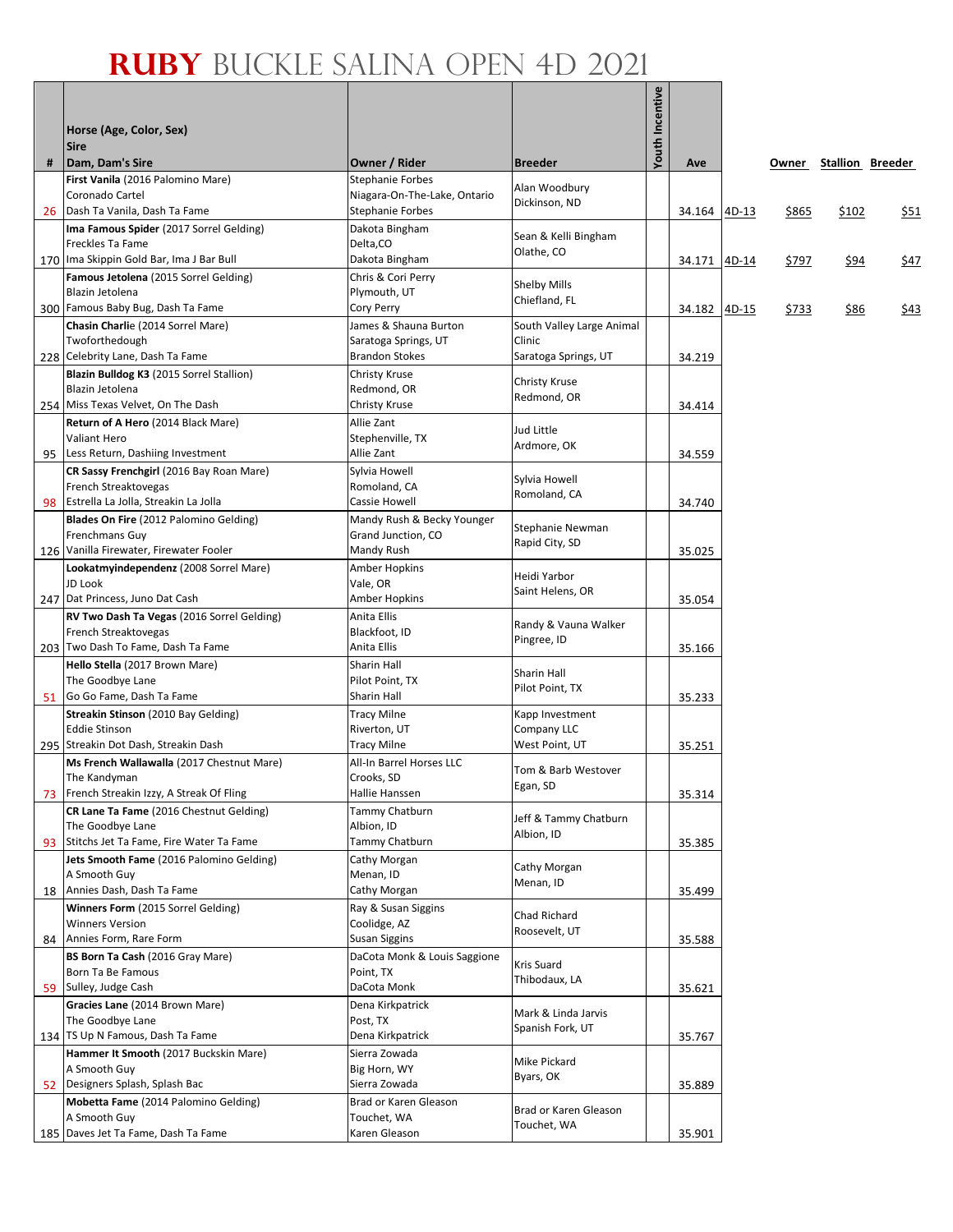# RUBY BUCKLE SALINA OPEN 4D 2021

| # | Horse (Age, Color, Sex)<br>Sire<br>Dam, Dam's Sire | Owner / Rider | Breeder | Youth Incentive | Ave | | Owner | Stallion | Breeder |
|---|---|---|---|---|---|---|---|---|---|
| 26 | **First Vanila** (2016 Palomino Mare)<br>Coronado Cartel<br>Dash Ta Vanila, Dash Ta Fame | Stephanie Forbes<br>Niagara-On-The-Lake, Ontario<br>Stephanie Forbes | Alan Woodbury<br>Dickinson, ND | | 34.164 | 4D-13 | $865 | $102 | $51 |
| 170 | **Ima Famous Spider** (2017 Sorrel Gelding)<br>Freckles Ta Fame<br>Ima Skippin Gold Bar, Ima J Bar Bull | Dakota Bingham<br>Delta,CO<br>Dakota Bingham | Sean & Kelli Bingham<br>Olathe, CO | | 34.171 | 4D-14 | $797 | $94 | $47 |
| 300 | **Famous Jetolena** (2015 Sorrel Gelding)<br>Blazin Jetolena<br>Famous Baby Bug, Dash Ta Fame | Chris & Cori Perry<br>Plymouth, UT<br>Cory Perry | Shelby Mills<br>Chiefland, FL | | 34.182 | 4D-15 | $733 | $86 | $43 |
| 228 | **Chasin Charlie** (2014 Sorrel Mare)<br>Twoforthedough<br>Celebrity Lane, Dash Ta Fame | James & Shauna Burton<br>Saratoga Springs, UT<br>Brandon Stokes | South Valley Large Animal Clinic<br>Saratoga Springs, UT | | 34.219 | | | | |
| 254 | **Blazin Bulldog K3** (2015 Sorrel Stallion)<br>Blazin Jetolena<br>Miss Texas Velvet, On The Dash | Christy Kruse<br>Redmond, OR<br>Christy Kruse | Christy Kruse<br>Redmond, OR | | 34.414 | | | | |
| 95 | **Return of A Hero** (2014 Black Mare)<br>Valiant Hero<br>Less Return, Dashiing Investment | Allie Zant<br>Stephenville, TX<br>Allie Zant | Jud Little<br>Ardmore, OK | | 34.559 | | | | |
| 98 | **CR Sassy Frenchgirl** (2016 Bay Roan Mare)<br>French Streaktovegas<br>Estrella La Jolla, Streakin La Jolla | Sylvia Howell<br>Romoland, CA<br>Cassie Howell | Sylvia Howell<br>Romoland, CA | | 34.740 | | | | |
| 126 | **Blades On Fire** (2012 Palomino Gelding)<br>Frenchmans Guy<br>Vanilla Firewater, Firewater Fooler | Mandy Rush & Becky Younger<br>Grand Junction, CO<br>Mandy Rush | Stephanie Newman<br>Rapid City, SD | | 35.025 | | | | |
| 247 | **Lookatmyindependenz** (2008 Sorrel Mare)<br>JD Look<br>Dat Princess, Juno Dat Cash | Amber Hopkins<br>Vale, OR<br>Amber Hopkins | Heidi Yarbor<br>Saint Helens, OR | | 35.054 | | | | |
| 203 | **RV Two Dash Ta Vegas** (2016 Sorrel Gelding)<br>French Streaktovegas<br>Two Dash To Fame, Dash Ta Fame | Anita Ellis<br>Blackfoot, ID<br>Anita Ellis | Randy & Vauna Walker<br>Pingree, ID | | 35.166 | | | | |
| 51 | **Hello Stella** (2017 Brown Mare)<br>The Goodbye Lane<br>Go Go Fame, Dash Ta Fame | Sharin Hall<br>Pilot Point, TX<br>Sharin Hall | Sharin Hall<br>Pilot Point, TX | | 35.233 | | | | |
| 295 | **Streakin Stinson** (2010 Bay Gelding)<br>Eddie Stinson<br>Streakin Dot Dash, Streakin Dash | Tracy Milne<br>Riverton, UT<br>Tracy Milne | Kapp Investment Company LLC<br>West Point, UT | | 35.251 | | | | |
| 73 | **Ms French Wallawalla** (2017 Chestnut Mare)<br>The Kandyman<br>French Streakin Izzy, A Streak Of Fling | All-In Barrel Horses LLC<br>Crooks, SD<br>Hallie Hanssen | Tom & Barb Westover<br>Egan, SD | | 35.314 | | | | |
| 93 | **CR Lane Ta Fame** (2016 Chestnut Gelding)<br>The Goodbye Lane<br>Stitchs Jet Ta Fame, Fire Water Ta Fame | Tammy Chatburn<br>Albion, ID<br>Tammy Chatburn | Jeff & Tammy Chatburn<br>Albion, ID | | 35.385 | | | | |
| 18 | **Jets Smooth Fame** (2016 Palomino Gelding)<br>A Smooth Guy<br>Annies Dash, Dash Ta Fame | Cathy Morgan<br>Menan, ID<br>Cathy Morgan | Cathy Morgan<br>Menan, ID | | 35.499 | | | | |
| 84 | **Winners Form** (2015 Sorrel Gelding)<br>Winners Version<br>Annies Form, Rare Form | Ray & Susan Siggins<br>Coolidge, AZ<br>Susan Siggins | Chad Richard<br>Roosevelt, UT | | 35.588 | | | | |
| 59 | **BS Born Ta Cash** (2016 Gray Mare)<br>Born Ta Be Famous<br>Sulley, Judge Cash | DaCota Monk & Louis Saggione<br>Point, TX<br>DaCota Monk | Kris Suard<br>Thibodaux, LA | | 35.621 | | | | |
| 134 | **Gracies Lane** (2014 Brown Mare)<br>The Goodbye Lane<br>TS Up N Famous, Dash Ta Fame | Dena Kirkpatrick<br>Post, TX<br>Dena Kirkpatrick | Mark & Linda Jarvis<br>Spanish Fork, UT | | 35.767 | | | | |
| 52 | **Hammer It Smooth** (2017 Buckskin Mare)<br>A Smooth Guy<br>Designers Splash, Splash Bac | Sierra Zowada<br>Big Horn, WY<br>Sierra Zowada | Mike Pickard<br>Byars, OK | | 35.889 | | | | |
| 185 | **Mobetta Fame** (2014 Palomino Gelding)<br>A Smooth Guy<br>Daves Jet Ta Fame, Dash Ta Fame | Brad or Karen Gleason<br>Touchet, WA<br>Karen Gleason | Brad or Karen Gleason<br>Touchet, WA | | 35.901 | | | | |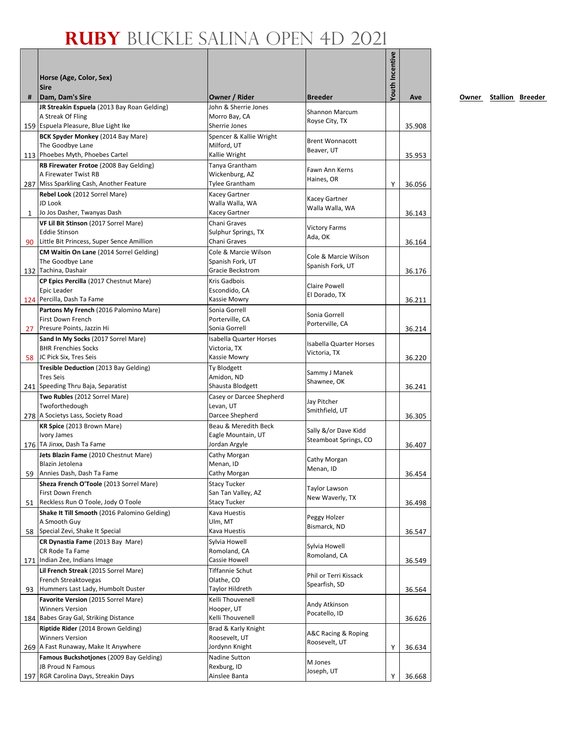# RUBY BUCKLE SALINA OPEN 4D 2021

| # | Horse (Age, Color, Sex)<br>Sire<br>Dam, Dam's Sire | Owner / Rider | Breeder | Youth Incentive | Ave |
|---|---|---|---|---|---|
| 159 | **JR Streakin Espuela** (2013 Bay Roan Gelding)<br>A Streak Of Fling<br>Espuela Pleasure, Blue Light Ike | John & Sherrie Jones<br>Morro Bay, CA<br>Sherrie Jones | Shannon Marcum<br>Royse City, TX | | 35.908 |
| 113 | **BCK Spyder Monkey** (2014 Bay Mare)<br>The Goodbye Lane<br>Phoebes Myth, Phoebes Cartel | Spencer & Kallie Wright<br>Milford, UT<br>Kallie Wright | Brent Wonnacott<br>Beaver, UT | | 35.953 |
| 287 | **RB Firewater Frotoe** (2008 Bay Gelding)<br>A Firewater Twist RB<br>Miss Sparkling Cash, Another Feature | Tanya Grantham<br>Wickenburg, AZ<br>Tylee Grantham | Fawn Ann Kerns<br>Haines, OR | Y | 36.056 |
| 1 | **Rebel Look** (2012 Sorrel Mare)<br>JD Look<br>Jo Jos Dasher, Twanyas Dash | Kacey Gartner<br>Walla Walla, WA<br>Kacey Gartner | Kacey Gartner<br>Walla Walla, WA | | 36.143 |
| 90 | **VF Lil Bit Stinson** (2017 Sorrel Mare)<br>Eddie Stinson<br>Little Bit Princess, Super Sence Amillion | Chani Graves<br>Sulphur Springs, TX<br>Chani Graves | Victory Farms<br>Ada, OK | | 36.164 |
| 132 | **CM Waitin On Lane** (2014 Sorrel Gelding)<br>The Goodbye Lane<br>Tachina, Dashair | Cole & Marcie Wilson<br>Spanish Fork, UT<br>Gracie Beckstrom | Cole & Marcie Wilson<br>Spanish Fork, UT | | 36.176 |
| 124 | **CP Epics Percilla** (2017 Chestnut Mare)<br>Epic Leader<br>Percilla, Dash Ta Fame | Kris Gadbois<br>Escondido, CA<br>Kassie Mowry | Claire Powell<br>El Dorado, TX | | 36.211 |
| 27 | **Partons My French** (2016 Palomino Mare)<br>First Down French<br>Presure Points, Jazzin Hi | Sonia Gorrell<br>Porterville, CA<br>Sonia Gorrell | Sonia Gorrell<br>Porterville, CA | | 36.214 |
| 58 | **Sand In My Socks** (2017 Sorrel Mare)<br>BHR Frenchies Socks<br>JC Pick Six, Tres Seis | Isabella Quarter Horses<br>Victoria, TX<br>Kassie Mowry | Isabella Quarter Horses<br>Victoria, TX | | 36.220 |
| 241 | **Tresible Deduction** (2013 Bay Gelding)<br>Tres Seis<br>Speeding Thru Baja, Separatist | Ty Blodgett<br>Amidon, ND<br>Shausta Blodgett | Sammy J Manek<br>Shawnee, OK | | 36.241 |
| 278 | **Two Rubles** (2012 Sorrel Mare)<br>Twoforthedough<br>A Societys Lass, Society Road | Casey or Darcee Shepherd<br>Levan, UT<br>Darcee Shepherd | Jay Pitcher<br>Smithfield, UT | | 36.305 |
| 176 | **KR Spice** (2013 Brown Mare)<br>Ivory James<br>TA Jinxx, Dash Ta Fame | Beau & Meredith Beck<br>Eagle Mountain, UT<br>Jordan Argyle | Sally &/or Dave Kidd<br>Steamboat Springs, CO | | 36.407 |
| 59 | **Jets Blazin Fame** (2010 Chestnut Mare)<br>Blazin Jetolena<br>Annies Dash, Dash Ta Fame | Cathy Morgan<br>Menan, ID<br>Cathy Morgan | Cathy Morgan<br>Menan, ID | | 36.454 |
| 51 | **Sheza French O'Toole** (2013 Sorrel Mare)<br>First Down French<br>Reckless Run O Toole, Jody O Toole | Stacy Tucker<br>San Tan Valley, AZ<br>Stacy Tucker | Taylor Lawson<br>New Waverly, TX | | 36.498 |
| 58 | **Shake It Till Smooth** (2016 Palomino Gelding)<br>A Smooth Guy<br>Special Zevi, Shake It Special | Kava Huestis<br>Ulm, MT<br>Kava Huestis | Peggy Holzer<br>Bismarck, ND | | 36.547 |
| 171 | **CR Dynastia Fame** (2013 Bay Mare)<br>CR Rode Ta Fame<br>Indian Zee, Indians Image | Sylvia Howell<br>Romoland, CA<br>Cassie Howell | Sylvia Howell<br>Romoland, CA | | 36.549 |
| 93 | **Lil French Streak** (2015 Sorrel Mare)<br>French Streaktovegas<br>Hummers Last Lady, Humbolt Duster | Tiffannie Schut<br>Olathe, CO<br>Taylor Hildreth | Phil or Terri Kissack<br>Spearfish, SD | | 36.564 |
| 184 | **Favorite Version** (2015 Sorrel Mare)<br>Winners Version<br>Babes Gray Gal, Striking Distance | Kelli Thouvenell<br>Hooper, UT<br>Kelli Thouvenell | Andy Atkinson<br>Pocatello, ID | | 36.626 |
| 269 | **Riptide Rider** (2014 Brown Gelding)<br>Winners Version<br>A Fast Runaway, Make It Anywhere | Brad & Karly Knight<br>Roosevelt, UT<br>Jordynn Knight | A&C Racing & Roping<br>Roosevelt, UT | Y | 36.634 |
| 197 | **Famous Buckshotjones** (2009 Bay Gelding)<br>JB Proud N Famous<br>RGR Carolina Days, Streakin Days | Nadine Sutton<br>Rexburg, ID<br>Ainslee Banta | M Jones<br>Joseph, UT | Y | 36.668 |

Owner Stallion Breeder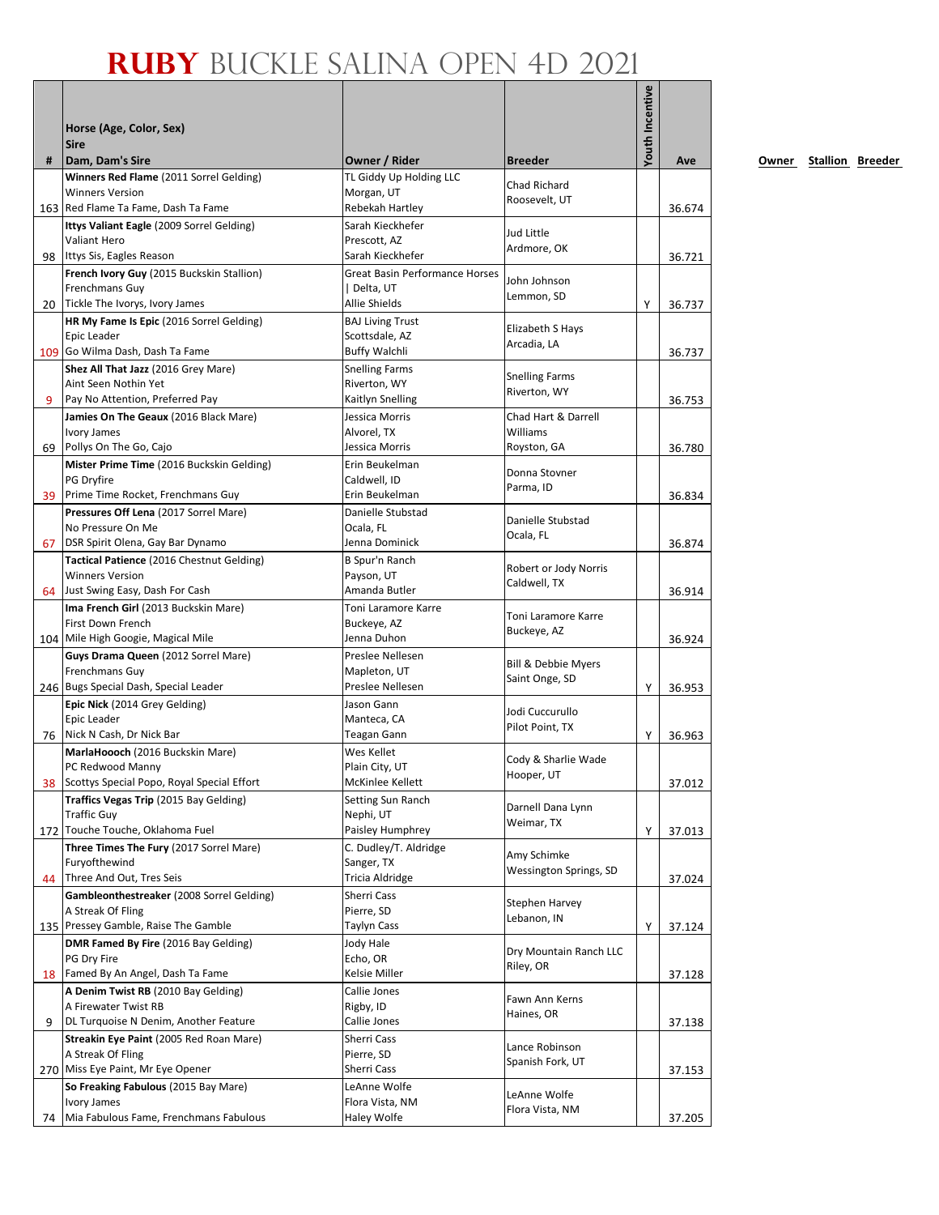# RUBY BUCKLE SALINA OPEN 4D 2021

| # | Horse (Age, Color, Sex)<br>Sire<br>Dam, Dam's Sire | Owner / Rider | Breeder | Youth Incentive | Ave |
|---|---|---|---|---|---|
| 163 | **Winners Red Flame** (2011 Sorrel Gelding)<br>Winners Version<br>Red Flame Ta Fame, Dash Ta Fame | TL Giddy Up Holding LLC<br>Morgan, UT<br>Rebekah Hartley | Chad Richard<br>Roosevelt, UT | | 36.674 |
| 98 | **Ittys Valiant Eagle** (2009 Sorrel Gelding)<br>Valiant Hero<br>Ittys Sis, Eagles Reason | Sarah Kieckhefer<br>Prescott, AZ<br>Sarah Kieckhefer | Jud Little<br>Ardmore, OK | | 36.721 |
| 20 | **French Ivory Guy** (2015 Buckskin Stallion)<br>Frenchmans Guy<br>Tickle The Ivorys, Ivory James | Great Basin Performance Horses \| Delta, UT<br>Allie Shields | John Johnson<br>Lemmon, SD | Y | 36.737 |
| 109 | **HR My Fame Is Epic** (2016 Sorrel Gelding)<br>Epic Leader<br>Go Wilma Dash, Dash Ta Fame | BAJ Living Trust<br>Scottsdale, AZ<br>Buffy Walchli | Elizabeth S Hays<br>Arcadia, LA | | 36.737 |
| 9 | **Shez All That Jazz** (2016 Grey Mare)<br>Aint Seen Nothin Yet<br>Pay No Attention, Preferred Pay | Snelling Farms<br>Riverton, WY<br>Kaitlyn Snelling | Snelling Farms<br>Riverton, WY | | 36.753 |
| 69 | **Jamies On The Geaux** (2016 Black Mare)<br>Ivory James<br>Pollys On The Go, Cajo | Jessica Morris<br>Alvorel, TX<br>Jessica Morris | Chad Hart & Darrell Williams<br>Royston, GA | | 36.780 |
| 39 | **Mister Prime Time** (2016 Buckskin Gelding)<br>PG Dryfire<br>Prime Time Rocket, Frenchmans Guy | Erin Beukelman<br>Caldwell, ID<br>Erin Beukelman | Donna Stovner<br>Parma, ID | | 36.834 |
| 67 | **Pressures Off Lena** (2017 Sorrel Mare)<br>No Pressure On Me<br>DSR Spirit Olena, Gay Bar Dynamo | Danielle Stubstad<br>Ocala, FL<br>Jenna Dominick | Danielle Stubstad<br>Ocala, FL | | 36.874 |
| 64 | **Tactical Patience** (2016 Chestnut Gelding)<br>Winners Version<br>Just Swing Easy, Dash For Cash | B Spur'n Ranch<br>Payson, UT<br>Amanda Butler | Robert or Jody Norris<br>Caldwell, TX | | 36.914 |
| 104 | **Ima French Girl** (2013 Buckskin Mare)<br>First Down French<br>Mile High Googie, Magical Mile | Toni Laramore Karre<br>Buckeye, AZ<br>Jenna Duhon | Toni Laramore Karre<br>Buckeye, AZ | | 36.924 |
| 246 | **Guys Drama Queen** (2012 Sorrel Mare)<br>Frenchmans Guy<br>Bugs Special Dash, Special Leader | Preslee Nellesen<br>Mapleton, UT<br>Preslee Nellesen | Bill & Debbie Myers<br>Saint Onge, SD | Y | 36.953 |
| 76 | **Epic Nick** (2014 Grey Gelding)<br>Epic Leader<br>Nick N Cash, Dr Nick Bar | Jason Gann<br>Manteca, CA<br>Teagan Gann | Jodi Cuccurullo<br>Pilot Point, TX | Y | 36.963 |
| 38 | **MarlaHoooch** (2016 Buckskin Mare)<br>PC Redwood Manny<br>Scottys Special Popo, Royal Special Effort | Wes Kellet<br>Plain City, UT<br>McKinlee Kellett | Cody & Sharlie Wade<br>Hooper, UT | | 37.012 |
| 172 | **Traffics Vegas Trip** (2015 Bay Gelding)<br>Traffic Guy<br>Touche Touche, Oklahoma Fuel | Setting Sun Ranch<br>Nephi, UT<br>Paisley Humphrey | Darnell Dana Lynn<br>Weimar, TX | Y | 37.013 |
| 44 | **Three Times The Fury** (2017 Sorrel Mare)<br>Furyofthewind<br>Three And Out, Tres Seis | C. Dudley/T. Aldridge<br>Sanger, TX<br>Tricia Aldridge | Amy Schimke<br>Wessington Springs, SD | | 37.024 |
| 135 | **Gambleonthestreaker** (2008 Sorrel Gelding)<br>A Streak Of Fling<br>Pressey Gamble, Raise The Gamble | Sherri Cass<br>Pierre, SD<br>Taylyn Cass | Stephen Harvey<br>Lebanon, IN | Y | 37.124 |
| 18 | **DMR Famed By Fire** (2016 Bay Gelding)<br>PG Dry Fire<br>Famed By An Angel, Dash Ta Fame | Jody Hale<br>Echo, OR<br>Kelsie Miller | Dry Mountain Ranch LLC<br>Riley, OR | | 37.128 |
| 9 | **A Denim Twist RB** (2010 Bay Gelding)<br>A Firewater Twist RB<br>DL Turquoise N Denim, Another Feature | Callie Jones<br>Rigby, ID<br>Callie Jones | Fawn Ann Kerns<br>Haines, OR | | 37.138 |
| 270 | **Streakin Eye Paint** (2005 Red Roan Mare)<br>A Streak Of Fling<br>Miss Eye Paint, Mr Eye Opener | Sherri Cass<br>Pierre, SD<br>Sherri Cass | Lance Robinson<br>Spanish Fork, UT | | 37.153 |
| 74 | **So Freaking Fabulous** (2015 Bay Mare)<br>Ivory James<br>Mia Fabulous Fame, Frenchmans Fabulous | LeAnne Wolfe<br>Flora Vista, NM<br>Haley Wolfe | LeAnne Wolfe<br>Flora Vista, NM | | 37.205 |

Owner Stallion Breeder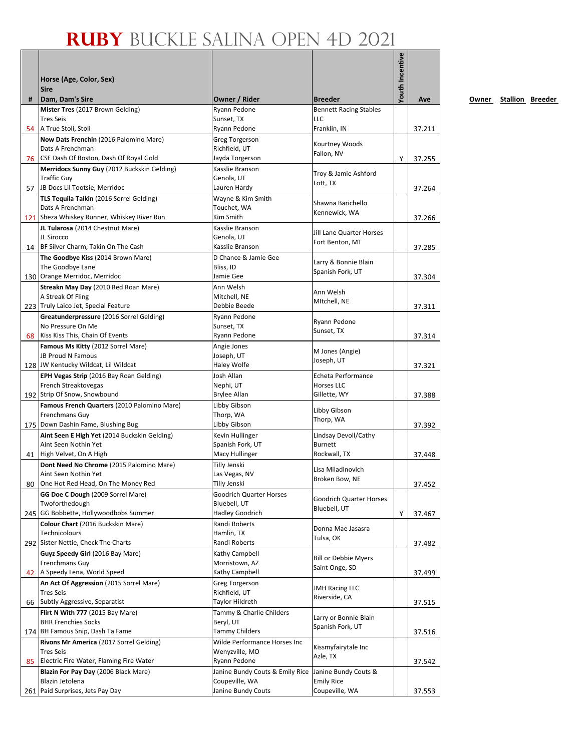# RUBY BUCKLE SALINA OPEN 4D 2021

| # | Horse (Age, Color, Sex)<br>Sire<br>Dam, Dam's Sire | Owner / Rider | Breeder | Youth Incentive | Ave |
|---|---|---|---|---|---|
| 54 | **Mister Tres** (2017 Brown Gelding)<br>Tres Seis<br>A True Stoli, Stoli | Ryann Pedone<br>Sunset, TX<br>Ryann Pedone | Bennett Racing Stables LLC<br>Franklin, IN | | 37.211 |
| 76 | **Now Dats Frenchin** (2016 Palomino Mare)<br>Dats A Frenchman<br>CSE Dash Of Boston, Dash Of Royal Gold | Greg Torgerson<br>Richfield, UT<br>Jayda Torgerson | Kourtney Woods<br>Fallon, NV | Y | 37.255 |
| 57 | **Merridocs Sunny Guy** (2012 Buckskin Gelding)<br>Traffic Guy<br>JB Docs Lil Tootsie, Merridoc | Kasslie Branson<br>Genola, UT<br>Lauren Hardy | Troy & Jamie Ashford<br>Lott, TX | | 37.264 |
| 121 | **TLS Tequila Talkin** (2016 Sorrel Gelding)<br>Dats A Frenchman<br>Sheza Whiskey Runner, Whiskey River Run | Wayne & Kim Smith<br>Touchet, WA<br>Kim Smith | Shawna Barichello<br>Kennewick, WA | | 37.266 |
| 14 | **JL Tularosa** (2014 Chestnut Mare)<br>JL Sirocco<br>BF Silver Charm, Takin On The Cash | Kasslie Branson<br>Genola, UT<br>Kasslie Branson | Jill Lane Quarter Horses<br>Fort Benton, MT | | 37.285 |
| 130 | **The Goodbye Kiss** (2014 Brown Mare)<br>The Goodbye Lane<br>Orange Merridoc, Merridoc | D Chance & Jamie Gee<br>Bliss, ID<br>Jamie Gee | Larry & Bonnie Blain<br>Spanish Fork, UT | | 37.304 |
| 223 | **Streakn May Day** (2010 Red Roan Mare)<br>A Streak Of Fling<br>Truly Laico Jet, Special Feature | Ann Welsh<br>Mitchell, NE<br>Debbie Beede | Ann Welsh<br>MItchell, NE | | 37.311 |
| 68 | **Greatunderpressure** (2016 Sorrel Gelding)<br>No Pressure On Me<br>Kiss Kiss This, Chain Of Events | Ryann Pedone<br>Sunset, TX<br>Ryann Pedone | Ryann Pedone<br>Sunset, TX | | 37.314 |
| 128 | **Famous Ms Kitty** (2012 Sorrel Mare)<br>JB Proud N Famous<br>JW Kentucky Wildcat, Lil Wildcat | Angie Jones<br>Joseph, UT<br>Haley Wolfe | M Jones (Angie)<br>Joseph, UT | | 37.321 |
| 192 | **EPH Vegas Strip** (2016 Bay Roan Gelding)<br>French Streaktovegas<br>Strip Of Snow, Snowbound | Josh Allan<br>Nephi, UT<br>Brylee Allan | Echeta Performance Horses LLC<br>Gillette, WY | | 37.388 |
| 175 | **Famous French Quarters** (2010 Palomino Mare)<br>Frenchmans Guy<br>Down Dashin Fame, Blushing Bug | Libby Gibson<br>Thorp, WA<br>Libby Gibson | Libby Gibson<br>Thorp, WA | | 37.392 |
| 41 | **Aint Seen E High Yet** (2014 Buckskin Gelding)<br>Aint Seen Nothin Yet<br>High Velvet, On A High | Kevin Hullinger<br>Spanish Fork, UT<br>Macy Hullinger | Lindsay Devoll/Cathy Burnett<br>Rockwall, TX | | 37.448 |
| 80 | **Dont Need No Chrome** (2015 Palomino Mare)<br>Aint Seen Nothin Yet<br>One Hot Red Head, On The Money Red | Tilly Jenski<br>Las Vegas, NV<br>Tilly Jenski | Lisa Miladinovich<br>Broken Bow, NE | | 37.452 |
| 245 | **GG Doe C Dough** (2009 Sorrel Mare)<br>Twoforthedough<br>GG Bobbette, Hollywoodbobs Summer | Goodrich Quarter Horses<br>Bluebell, UT<br>Hadley Goodrich | Goodrich Quarter Horses<br>Bluebell, UT | Y | 37.467 |
| 292 | **Colour Chart** (2016 Buckskin Mare)<br>Technicolours<br>Sister Nettie, Check The Charts | Randi Roberts<br>Hamlin, TX<br>Randi Roberts | Donna Mae Jasasra<br>Tulsa, OK | | 37.482 |
| 42 | **Guyz Speedy Girl** (2016 Bay Mare)<br>Frenchmans Guy<br>A Speedy Lena, World Speed | Kathy Campbell<br>Morristown, AZ<br>Kathy Campbell | Bill or Debbie Myers<br>Saint Onge, SD | | 37.499 |
| 66 | **An Act Of Aggression** (2015 Sorrel Mare)<br>Tres Seis<br>Subtly Aggressive, Separatist | Greg Torgerson<br>Richfield, UT<br>Taylor Hildreth | JMH Racing LLC<br>Riverside, CA | | 37.515 |
| 174 | **Flirt N With 777** (2015 Bay Mare)<br>BHR Frenchies Socks<br>BH Famous Snip, Dash Ta Fame | Tammy & Charlie Childers<br>Beryl, UT<br>Tammy Childers | Larry or Bonnie Blain<br>Spanish Fork, UT | | 37.516 |
| 85 | **Rivons Mr America** (2017 Sorrel Gelding)<br>Tres Seis<br>Electric Fire Water, Flaming Fire Water | Wilde Performance Horses Inc<br>Wenyzville, MO<br>Ryann Pedone | Kissmyfairytale Inc<br>Azle, TX | | 37.542 |
| 261 | **Blazin For Pay Day** (2006 Black Mare)<br>Blazin Jetolena<br>Paid Surprises, Jets Pay Day | Janine Bundy Couts & Emily Rice<br>Coupeville, WA<br>Janine Bundy Couts | Janine Bundy Couts & Emily Rice<br>Coupeville, WA | | 37.553 |

Owner Stallion Breeder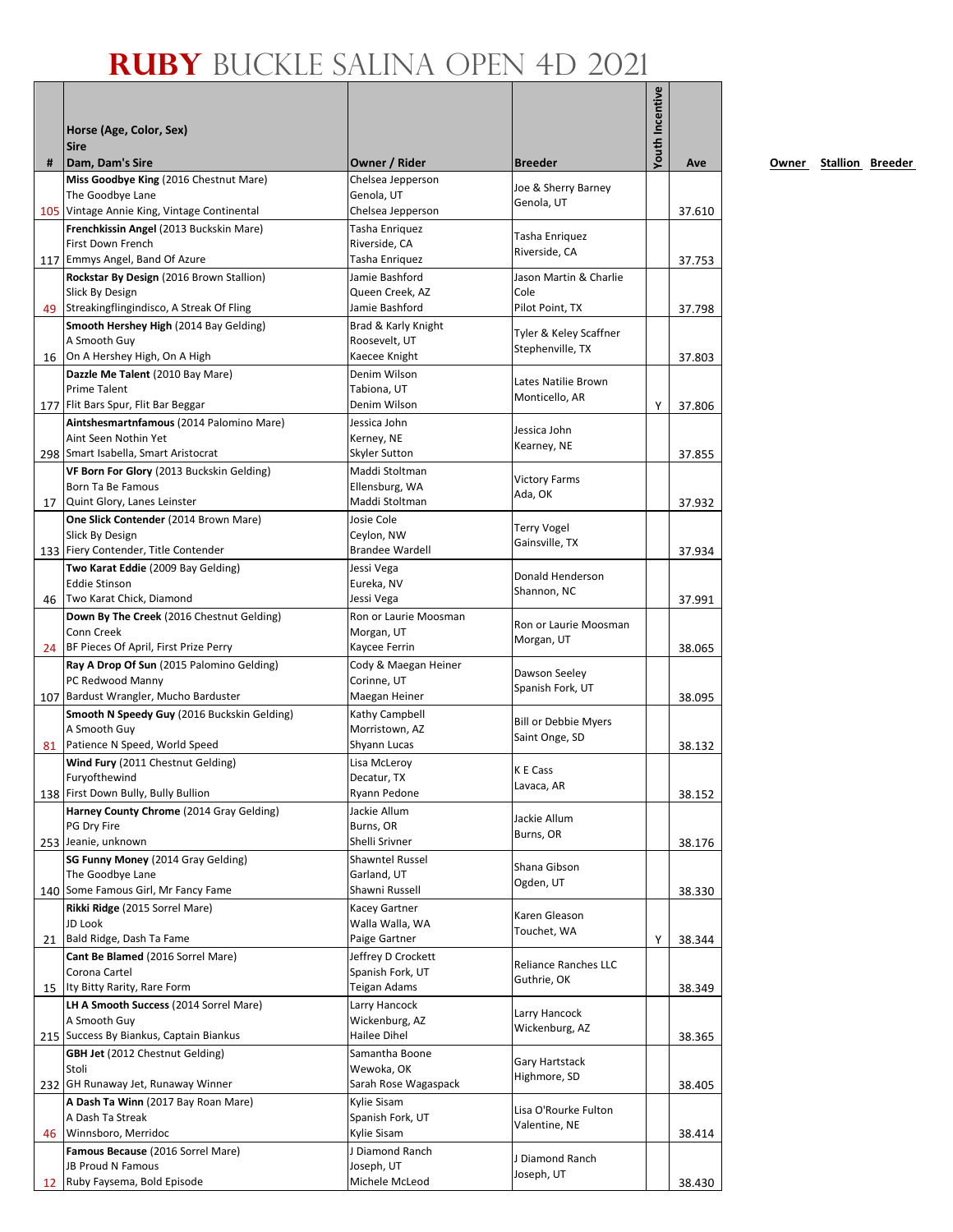# RUBY BUCKLE SALINA OPEN 4D 2021

| # | Horse (Age, Color, Sex)<br>Sire<br>Dam, Dam's Sire | Owner / Rider | Breeder | Youth Incentive | Ave |
|---|---|---|---|---|---|
| 105 | **Miss Goodbye King** (2016 Chestnut Mare)<br>The Goodbye Lane<br>Vintage Annie King, Vintage Continental | Chelsea Jepperson<br>Genola, UT<br>Chelsea Jepperson | Joe & Sherry Barney<br>Genola, UT | | 37.610 |
| 117 | **Frenchkissin Angel** (2013 Buckskin Mare)<br>First Down French<br>Emmys Angel, Band Of Azure | Tasha Enriquez<br>Riverside, CA<br>Tasha Enriquez | Tasha Enriquez<br>Riverside, CA | | 37.753 |
| 49 | **Rockstar By Design** (2016 Brown Stallion)<br>Slick By Design<br>Streakingflingindisco, A Streak Of Fling | Jamie Bashford<br>Queen Creek, AZ<br>Jamie Bashford | Jason Martin & Charlie Cole<br>Pilot Point, TX | | 37.798 |
| 16 | **Smooth Hershey High** (2014 Bay Gelding)<br>A Smooth Guy<br>On A Hershey High, On A High | Brad & Karly Knight<br>Roosevelt, UT<br>Kaecee Knight | Tyler & Keley Scaffner<br>Stephenville, TX | | 37.803 |
| 177 | **Dazzle Me Talent** (2010 Bay Mare)<br>Prime Talent<br>Flit Bars Spur, Flit Bar Beggar | Denim Wilson<br>Tabiona, UT<br>Denim Wilson | Lates Natilie Brown<br>Monticello, AR | Y | 37.806 |
| 298 | **Aintshesmartnfamous** (2014 Palomino Mare)<br>Aint Seen Nothin Yet<br>Smart Isabella, Smart Aristocrat | Jessica John<br>Kerney, NE<br>Skyler Sutton | Jessica John<br>Kearney, NE | | 37.855 |
| 17 | **VF Born For Glory** (2013 Buckskin Gelding)<br>Born Ta Be Famous<br>Quint Glory, Lanes Leinster | Maddi Stoltman<br>Ellensburg, WA<br>Maddi Stoltman | Victory Farms<br>Ada, OK | | 37.932 |
| 133 | **One Slick Contender** (2014 Brown Mare)<br>Slick By Design<br>Fiery Contender, Title Contender | Josie Cole<br>Ceylon, NW<br>Brandee Wardell | Terry Vogel<br>Gainsville, TX | | 37.934 |
| 46 | **Two Karat Eddie** (2009 Bay Gelding)<br>Eddie Stinson<br>Two Karat Chick, Diamond | Jessi Vega<br>Eureka, NV<br>Jessi Vega | Donald Henderson<br>Shannon, NC | | 37.991 |
| 24 | **Down By The Creek** (2016 Chestnut Gelding)<br>Conn Creek<br>BF Pieces Of April, First Prize Perry | Ron or Laurie Moosman<br>Morgan, UT<br>Kaycee Ferrin | Ron or Laurie Moosman<br>Morgan, UT | | 38.065 |
| 107 | **Ray A Drop Of Sun** (2015 Palomino Gelding)<br>PC Redwood Manny<br>Bardust Wrangler, Mucho Barduster | Cody & Maegan Heiner<br>Corinne, UT<br>Maegan Heiner | Dawson Seeley<br>Spanish Fork, UT | | 38.095 |
| 81 | **Smooth N Speedy Guy** (2016 Buckskin Gelding)<br>A Smooth Guy<br>Patience N Speed, World Speed | Kathy Campbell<br>Morristown, AZ<br>Shyann Lucas | Bill or Debbie Myers<br>Saint Onge, SD | | 38.132 |
| 138 | **Wind Fury** (2011 Chestnut Gelding)<br>Furyofthewind<br>First Down Bully, Bully Bullion | Lisa McLeroy<br>Decatur, TX<br>Ryann Pedone | K E Cass<br>Lavaca, AR | | 38.152 |
| 253 | **Harney County Chrome** (2014 Gray Gelding)<br>PG Dry Fire<br>Jeanie, unknown | Jackie Allum<br>Burns, OR<br>Shelli Srivner | Jackie Allum<br>Burns, OR | | 38.176 |
| 140 | **SG Funny Money** (2014 Gray Gelding)<br>The Goodbye Lane<br>Some Famous Girl, Mr Fancy Fame | Shawntel Russel<br>Garland, UT<br>Shawni Russell | Shana Gibson<br>Ogden, UT | | 38.330 |
| 21 | **Rikki Ridge** (2015 Sorrel Mare)<br>JD Look<br>Bald Ridge, Dash Ta Fame | Kacey Gartner<br>Walla Walla, WA<br>Paige Gartner | Karen Gleason<br>Touchet, WA | Y | 38.344 |
| 15 | **Cant Be Blamed** (2016 Sorrel Mare)<br>Corona Cartel<br>Ity Bitty Rarity, Rare Form | Jeffrey D Crockett<br>Spanish Fork, UT<br>Teigan Adams | Reliance Ranches LLC<br>Guthrie, OK | | 38.349 |
| 215 | **LH A Smooth Success** (2014 Sorrel Mare)<br>A Smooth Guy<br>Success By Biankus, Captain Biankus | Larry Hancock<br>Wickenburg, AZ<br>Hailee Dihel | Larry Hancock<br>Wickenburg, AZ | | 38.365 |
| 232 | **GBH Jet** (2012 Chestnut Gelding)<br>Stoli<br>GH Runaway Jet, Runaway Winner | Samantha Boone<br>Wewoka, OK<br>Sarah Rose Wagaspack | Gary Hartstack<br>Highmore, SD | | 38.405 |
| 46 | **A Dash Ta Winn** (2017 Bay Roan Mare)<br>A Dash Ta Streak<br>Winnsboro, Merridoc | Kylie Sisam<br>Spanish Fork, UT<br>Kylie Sisam | Lisa O'Rourke Fulton<br>Valentine, NE | | 38.414 |
| 12 | **Famous Because** (2016 Sorrel Mare)<br>JB Proud N Famous<br>Ruby Faysema, Bold Episode | J Diamond Ranch<br>Joseph, UT<br>Michele McLeod | J Diamond Ranch<br>Joseph, UT | | 38.430 |

Owner Stallion Breeder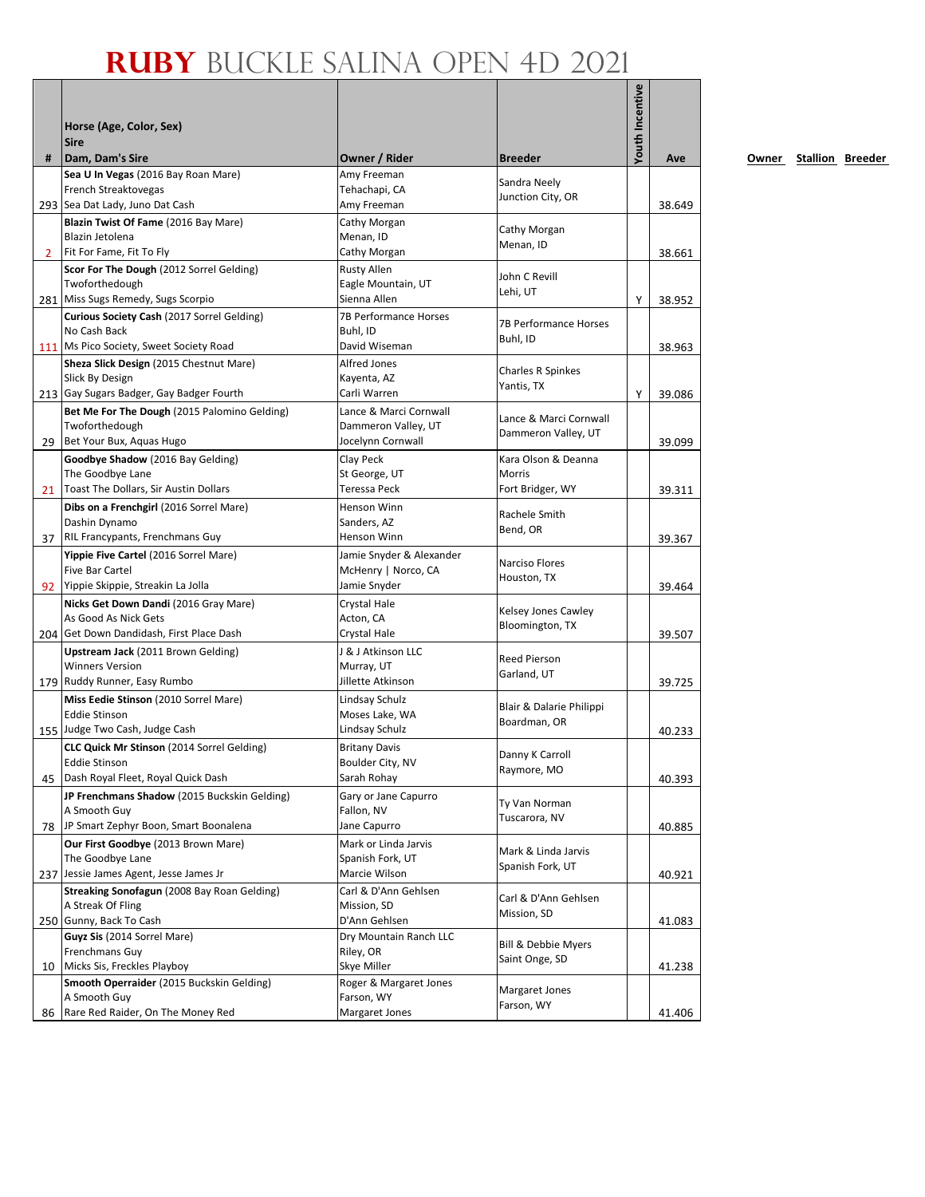# RUBY BUCKLE SALINA OPEN 4D 2021

| # | Horse (Age, Color, Sex)<br>Sire<br>Dam, Dam's Sire | Owner / Rider | Breeder | Youth Incentive | Ave |
|---|---|---|---|---|---|
| 293 | **Sea U In Vegas** (2016 Bay Roan Mare)<br>French Streaktovegas<br>Sea Dat Lady, Juno Dat Cash | Amy Freeman<br>Tehachapi, CA<br>Amy Freeman | Sandra Neely<br>Junction City, OR | | 38.649 |
| 2 | **Blazin Twist Of Fame** (2016 Bay Mare)<br>Blazin Jetolena<br>Fit For Fame, Fit To Fly | Cathy Morgan<br>Menan, ID<br>Cathy Morgan | Cathy Morgan<br>Menan, ID | | 38.661 |
| 281 | **Scor For The Dough** (2012 Sorrel Gelding)<br>Twoforthedough<br>Miss Sugs Remedy, Sugs Scorpio | Rusty Allen<br>Eagle Mountain, UT<br>Sienna Allen | John C Revill<br>Lehi, UT | Y | 38.952 |
| 111 | **Curious Society Cash** (2017 Sorrel Gelding)<br>No Cash Back<br>Ms Pico Society, Sweet Society Road | 7B Performance Horses<br>Buhl, ID<br>David Wiseman | 7B Performance Horses<br>Buhl, ID | | 38.963 |
| 213 | **Sheza Slick Design** (2015 Chestnut Mare)<br>Slick By Design<br>Gay Sugars Badger, Gay Badger Fourth | Alfred Jones<br>Kayenta, AZ<br>Carli Warren | Charles R Spinkes<br>Yantis, TX | Y | 39.086 |
| 29 | **Bet Me For The Dough** (2015 Palomino Gelding)<br>Twoforthedough<br>Bet Your Bux, Aquas Hugo | Lance & Marci Cornwall<br>Dammeron Valley, UT<br>Jocelynn Cornwall | Lance & Marci Cornwall<br>Dammeron Valley, UT | | 39.099 |
| 21 | **Goodbye Shadow** (2016 Bay Gelding)<br>The Goodbye Lane<br>Toast The Dollars, Sir Austin Dollars | Clay Peck<br>St George, UT<br>Teressa Peck | Kara Olson & Deanna Morris<br>Fort Bridger, WY | | 39.311 |
| 37 | **Dibs on a Frenchgirl** (2016 Sorrel Mare)<br>Dashin Dynamo<br>RIL Francypants, Frenchmans Guy | Henson Winn<br>Sanders, AZ<br>Henson Winn | Rachele Smith<br>Bend, OR | | 39.367 |
| 92 | **Yippie Five Cartel** (2016 Sorrel Mare)<br>Five Bar Cartel<br>Yippie Skippie, Streakin La Jolla | Jamie Snyder & Alexander McHenry \| Norco, CA<br>Jamie Snyder | Narciso Flores<br>Houston, TX | | 39.464 |
| 204 | **Nicks Get Down Dandi** (2016 Gray Mare)<br>As Good As Nick Gets<br>Get Down Dandidash, First Place Dash | Crystal Hale<br>Acton, CA<br>Crystal Hale | Kelsey Jones Cawley<br>Bloomington, TX | | 39.507 |
| 179 | **Upstream Jack** (2011 Brown Gelding)<br>Winners Version<br>Ruddy Runner, Easy Rumbo | J & J Atkinson LLC<br>Murray, UT<br>Jillette Atkinson | Reed Pierson<br>Garland, UT | | 39.725 |
| 155 | **Miss Eedie Stinson** (2010 Sorrel Mare)<br>Eddie Stinson<br>Judge Two Cash, Judge Cash | Lindsay Schulz<br>Moses Lake, WA<br>Lindsay Schulz | Blair & Dalarie Philippi<br>Boardman, OR | | 40.233 |
| 45 | **CLC Quick Mr Stinson** (2014 Sorrel Gelding)<br>Eddie Stinson<br>Dash Royal Fleet, Royal Quick Dash | Britany Davis<br>Boulder City, NV<br>Sarah Rohay | Danny K Carroll<br>Raymore, MO | | 40.393 |
| 78 | **JP Frenchmans Shadow** (2015 Buckskin Gelding)<br>A Smooth Guy<br>JP Smart Zephyr Boon, Smart Boonalena | Gary or Jane Capurro<br>Fallon, NV<br>Jane Capurro | Ty Van Norman<br>Tuscarora, NV | | 40.885 |
| 237 | **Our First Goodbye** (2013 Brown Mare)<br>The Goodbye Lane<br>Jessie James Agent, Jesse James Jr | Mark or Linda Jarvis<br>Spanish Fork, UT<br>Marcie Wilson | Mark & Linda Jarvis<br>Spanish Fork, UT | | 40.921 |
| 250 | **Streaking Sonofagun** (2008 Bay Roan Gelding)<br>A Streak Of Fling<br>Gunny, Back To Cash | Carl & D'Ann Gehlsen<br>Mission, SD<br>D'Ann Gehlsen | Carl & D'Ann Gehlsen<br>Mission, SD | | 41.083 |
| 10 | **Guyz Sis** (2014 Sorrel Mare)<br>Frenchmans Guy<br>Micks Sis, Freckles Playboy | Dry Mountain Ranch LLC<br>Riley, OR<br>Skye Miller | Bill & Debbie Myers<br>Saint Onge, SD | | 41.238 |
| 86 | **Smooth Operraider** (2015 Buckskin Gelding)<br>A Smooth Guy<br>Rare Red Raider, On The Money Red | Roger & Margaret Jones<br>Farson, WY<br>Margaret Jones | Margaret Jones<br>Farson, WY | | 41.406 |

Owner Stallion Breeder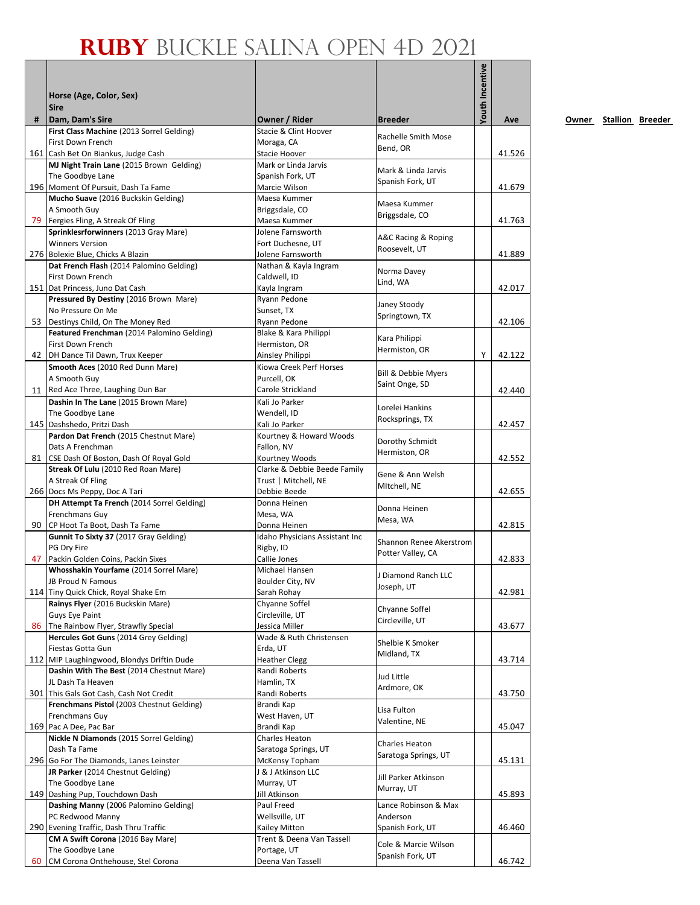# RUBY BUCKLE SALINA OPEN 4D 2021

| # | Horse (Age, Color, Sex) / Sire / Dam, Dam's Sire | Owner / Rider | Breeder | Youth Incentive | Ave |
|---|---|---|---|---|---|
| 161 | **First Class Machine** (2013 Sorrel Gelding) First Down French Cash Bet On Biankus, Judge Cash | Stacie & Clint Hoover Moraga, CA Stacie Hoover | Rachelle Smith Mose Bend, OR | | 41.526 |
| 196 | **MJ Night Train Lane** (2015 Brown Gelding) The Goodbye Lane Moment Of Pursuit, Dash Ta Fame | Mark or Linda Jarvis Spanish Fork, UT Marcie Wilson | Mark & Linda Jarvis Spanish Fork, UT | | 41.679 |
| 79 | **Mucho Suave** (2016 Buckskin Gelding) A Smooth Guy Fergies Fling, A Streak Of Fling | Maesa Kummer Briggsdale, CO Maesa Kummer | Maesa Kummer Briggsdale, CO | | 41.763 |
| 276 | **Sprinklesforwinners** (2013 Gray Mare) Winners Version Bolexie Blue, Chicks A Blazin | Jolene Farnsworth Fort Duchesne, UT Jolene Farnsworth | A&C Racing & Roping Roosevelt, UT | | 41.889 |
| 151 | **Dat French Flash** (2014 Palomino Gelding) First Down French Dat Princess, Juno Dat Cash | Nathan & Kayla Ingram Caldwell, ID Kayla Ingram | Norma Davey Lind, WA | | 42.017 |
| 53 | **Pressured By Destiny** (2016 Brown Mare) No Pressure On Me Destinys Child, On The Money Red | Ryann Pedone Sunset, TX Ryann Pedone | Janey Stoody Springtown, TX | | 42.106 |
| 42 | **Featured Frenchman** (2014 Palomino Gelding) First Down French DH Dance Til Dawn, Trux Keeper | Blake & Kara Philippi Hermiston, OR Ainsley Philippi | Kara Philippi Hermiston, OR | Y | 42.122 |
| 11 | **Smooth Aces** (2010 Red Dunn Mare) A Smooth Guy Red Ace Three, Laughing Dun Bar | Kiowa Creek Perf Horses Purcell, OK Carole Strickland | Bill & Debbie Myers Saint Onge, SD | | 42.440 |
| 145 | **Dashin In The Lane** (2015 Brown Mare) The Goodbye Lane Dashshedo, Pritzi Dash | Kali Jo Parker Wendell, ID Kali Jo Parker | Lorelei Hankins Rocksprings, TX | | 42.457 |
| 81 | **Pardon Dat French** (2015 Chestnut Mare) Dats A Frenchman CSE Dash Of Boston, Dash Of Royal Gold | Kourtney & Howard Woods Fallon, NV Kourtney Woods | Dorothy Schmidt Hermiston, OR | | 42.552 |
| 266 | **Streak Of Lulu** (2010 Red Roan Mare) A Streak Of Fling Docs Ms Peppy, Doc A Tari | Clarke & Debbie Beede Family Trust \| Mitchell, NE Debbie Beede | Gene & Ann Welsh MItchell, NE | | 42.655 |
| 90 | **DH Attempt Ta French** (2014 Sorrel Gelding) Frenchmans Guy CP Hoot Ta Boot, Dash Ta Fame | Donna Heinen Mesa, WA Donna Heinen | Donna Heinen Mesa, WA | | 42.815 |
| 47 | **Gunnit To Sixty 37** (2017 Gray Gelding) PG Dry Fire Packin Golden Coins, Packin Sixes | Idaho Physicians Assistant Inc Rigby, ID Callie Jones | Shannon Renee Akerstrom Potter Valley, CA | | 42.833 |
| 114 | **Whosshakin Yourfame** (2014 Sorrel Mare) JB Proud N Famous Tiny Quick Chick, Royal Shake Em | Michael Hansen Boulder City, NV Sarah Rohay | J Diamond Ranch LLC Joseph, UT | | 42.981 |
| 86 | **Rainys Flyer** (2016 Buckskin Mare) Guys Eye Paint The Rainbow Flyer, Strawfly Special | Chyanne Soffel Circleville, UT Jessica Miller | Chyanne Soffel Circleville, UT | | 43.677 |
| 112 | **Hercules Got Guns** (2014 Grey Gelding) Fiestas Gotta Gun MIP Laughingwood, Blondys Driftin Dude | Wade & Ruth Christensen Erda, UT Heather Clegg | Shelbie K Smoker Midland, TX | | 43.714 |
| 301 | **Dashin With The Best** (2014 Chestnut Mare) JL Dash Ta Heaven This Gals Got Cash, Cash Not Credit | Randi Roberts Hamlin, TX Randi Roberts | Jud Little Ardmore, OK | | 43.750 |
| 169 | **Frenchmans Pistol** (2003 Chestnut Gelding) Frenchmans Guy Pac A Dee, Pac Bar | Brandi Kap West Haven, UT Brandi Kap | Lisa Fulton Valentine, NE | | 45.047 |
| 296 | **Nickle N Diamonds** (2015 Sorrel Gelding) Dash Ta Fame Go For The Diamonds, Lanes Leinster | Charles Heaton Saratoga Springs, UT McKensy Topham | Charles Heaton Saratoga Springs, UT | | 45.131 |
| 149 | **JR Parker** (2014 Chestnut Gelding) The Goodbye Lane Dashing Pup, Touchdown Dash | J & J Atkinson LLC Murray, UT Jill Atkinson | Jill Parker Atkinson Murray, UT | | 45.893 |
| 290 | **Dashing Manny** (2006 Palomino Gelding) PC Redwood Manny Evening Traffic, Dash Thru Traffic | Paul Freed Wellsville, UT Kailey Mitton | Lance Robinson & Max Anderson Spanish Fork, UT | | 46.460 |
| 60 | **CM A Swift Corona** (2016 Bay Mare) The Goodbye Lane CM Corona Onthehouse, Stel Corona | Trent & Deena Van Tassell Portage, UT Deena Van Tassell | Cole & Marcie Wilson Spanish Fork, UT | | 46.742 |

Owner Stallion Breeder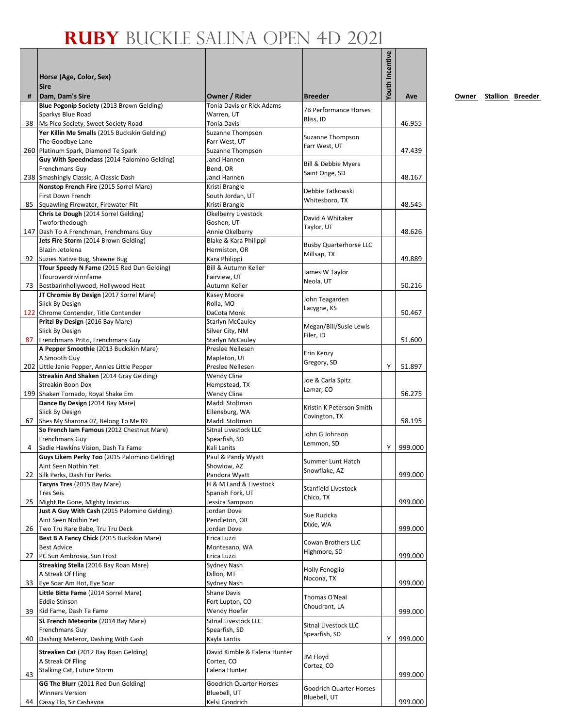# RUBY BUCKLE SALINA OPEN 4D 2021

| # | Horse (Age, Color, Sex)<br>Sire<br>Dam, Dam's Sire | Owner / Rider | Breeder | Youth Incentive | Ave | Owner | Stallion | Breeder |
|---|---|---|---|---|---|---|---|---|
| 38 | **Blue Pogonip Society** (2013 Brown Gelding)<br>Sparkys Blue Road<br>Ms Pico Society, Sweet Society Road | Tonia Davis or Rick Adams<br>Warren, UT<br>Tonia Davis | 7B Performance Horses<br>Bliss, ID | | 46.955 | | | |
| 260 | **Yer Killin Me Smalls** (2015 Buckskin Gelding)<br>The Goodbye Lane<br>Platinum Spark, Diamond Te Spark | Suzanne Thompson<br>Farr West, UT<br>Suzanne Thompson | Suzanne Thompson<br>Farr West, UT | | 47.439 | | | |
| 238 | **Guy With Speednclass** (2014 Palomino Gelding)<br>Frenchmans Guy<br>Smashingly Classic, A Classic Dash | Janci Hannen<br>Bend, OR<br>Janci Hannen | Bill & Debbie Myers<br>Saint Onge, SD | | 48.167 | | | |
| 85 | **Nonstop French Fire** (2015 Sorrel Mare)<br>First Down French<br>Squawling Firewater, Firewater Flit | Kristi Brangle<br>South Jordan, UT<br>Kristi Brangle | Debbie Tatkowski<br>Whitesboro, TX | | 48.545 | | | |
| 147 | **Chris Le Dough** (2014 Sorrel Gelding)<br>Twoforthedough<br>Dash To A Frenchman, Frenchmans Guy | Okelberry Livestock<br>Goshen, UT<br>Annie Okelberry | David A Whitaker<br>Taylor, UT | | 48.626 | | | |
| 92 | **Jets Fire Storm** (2014 Brown Gelding)<br>Blazin Jetolena<br>Suzies Native Bug, Shawne Bug | Blake & Kara Philippi<br>Hermiston, OR<br>Kara Philippi | Busby Quarterhorse LLC<br>Millsap, TX | | 49.889 | | | |
| 73 | **Tfour Speedy N Fame** (2015 Red Dun Gelding)<br>Tfouroverdrivinnfame<br>Bestbarinhollywood, Hollywood Heat | Bill & Autumn Keller<br>Fairview, UT<br>Autumn Keller | James W Taylor<br>Neola, UT | | 50.216 | | | |
| 122 | **JT Chromie By Design** (2017 Sorrel Mare)<br>Slick By Design<br>Chrome Contender, Title Contender | Kasey Moore<br>Rolla, MO<br>DaCota Monk | John Teagarden<br>Lacygne, KS | | 50.467 | | | |
| 87 | **Pritzi By Design** (2016 Bay Mare)<br>Slick By Design<br>Frenchmans Pritzi, Frenchmans Guy | Starlyn McCauley<br>Silver City, NM<br>Starlyn McCauley | Megan/Bill/Susie Lewis<br>Filer, ID | | 51.600 | | | |
| 202 | **A Pepper Smoothie** (2013 Buckskin Mare)<br>A Smooth Guy<br>Little Janie Pepper, Annies Little Pepper | Preslee Nellesen<br>Mapleton, UT<br>Preslee Nellesen | Erin Kenzy<br>Gregory, SD | Y | 51.897 | | | |
| 199 | **Streakin And Shaken** (2014 Gray Gelding)<br>Streakin Boon Dox<br>Shaken Tornado, Royal Shake Em | Wendy Cline<br>Hempstead, TX<br>Wendy Cline | Joe & Carla Spitz<br>Lamar, CO | | 56.275 | | | |
| 67 | **Dance By Design** (2014 Bay Mare)<br>Slick By Design<br>Shes My Sharona 07, Belong To Me 89 | Maddi Stoltman<br>Ellensburg, WA<br>Maddi Stoltman | Kristin K Peterson Smith<br>Covington, TX | | 58.195 | | | |
| 4 | **So French Iam Famous** (2012 Chestnut Mare)<br>Frenchmans Guy<br>Sadie Hawkins Vision, Dash Ta Fame | Sitnal Livestock LLC<br>Spearfish, SD<br>Kali Lanits | John G Johnson<br>Lemmon, SD | Y | 999.000 | | | |
| 22 | **Guys Likem Perky Too** (2015 Palomino Gelding)<br>Aint Seen Nothin Yet<br>Silk Perks, Dash For Perks | Paul & Pandy Wyatt<br>Showlow, AZ<br>Pandora Wyatt | Summer Lunt Hatch<br>Snowflake, AZ | | 999.000 | | | |
| 25 | **Taryns Tres** (2015 Bay Mare)<br>Tres Seis<br>Might Be Gone, Mighty Invictus | H & M Land & Livestock<br>Spanish Fork, UT<br>Jessica Sampson | Stanfield Livestock<br>Chico, TX | | 999.000 | | | |
| 26 | **Just A Guy With Cash** (2015 Palomino Gelding)<br>Aint Seen Nothin Yet<br>Two Tru Rare Babe, Tru Tru Deck | Jordan Dove<br>Pendleton, OR<br>Jordan Dove | Sue Ruzicka<br>Dixie, WA | | 999.000 | | | |
| 27 | **Best B A Fancy Chick** (2015 Buckskin Mare)<br>Best Advice<br>PC Sun Ambrosia, Sun Frost | Erica Luzzi<br>Montesano, WA<br>Erica Luzzi | Cowan Brothers LLC<br>Highmore, SD | | 999.000 | | | |
| 33 | **Streaking Stella** (2016 Bay Roan Mare)<br>A Streak Of Fling<br>Eye Soar Am Hot, Eye Soar | Sydney Nash<br>Dillon, MT<br>Sydney Nash | Holly Fenoglio<br>Nocona, TX | | 999.000 | | | |
| 39 | **Little Bitta Fame** (2014 Sorrel Mare)<br>Eddie Stinson<br>Kid Fame, Dash Ta Fame | Shane Davis<br>Fort Lupton, CO<br>Wendy Hoefer | Thomas O'Neal<br>Choudrant, LA | | 999.000 | | | |
| 40 | **SL French Meteorite** (2014 Bay Mare)<br>Frenchmans Guy<br>Dashing Meteror, Dashing With Cash | Sitnal Livestock LLC<br>Spearfish, SD<br>Kayla Lantis | Sitnal Livestock LLC<br>Spearfish, SD | Y | 999.000 | | | |
| 43 | **Streaken Cat** (2012 Bay Roan Gelding)<br>A Streak Of Fling<br>Stalking Cat, Future Storm | David Kimble & Falena Hunter<br>Cortez, CO<br>Falena Hunter | JM Floyd<br>Cortez, CO | | 999.000 | | | |
| 44 | **GG The Blurr** (2011 Red Dun Gelding)<br>Winners Version<br>Cassy Flo, Sir Cashavoa | Goodrich Quarter Horses<br>Bluebell, UT<br>Kelsi Goodrich | Goodrich Quarter Horses<br>Bluebell, UT | | 999.000 | | | |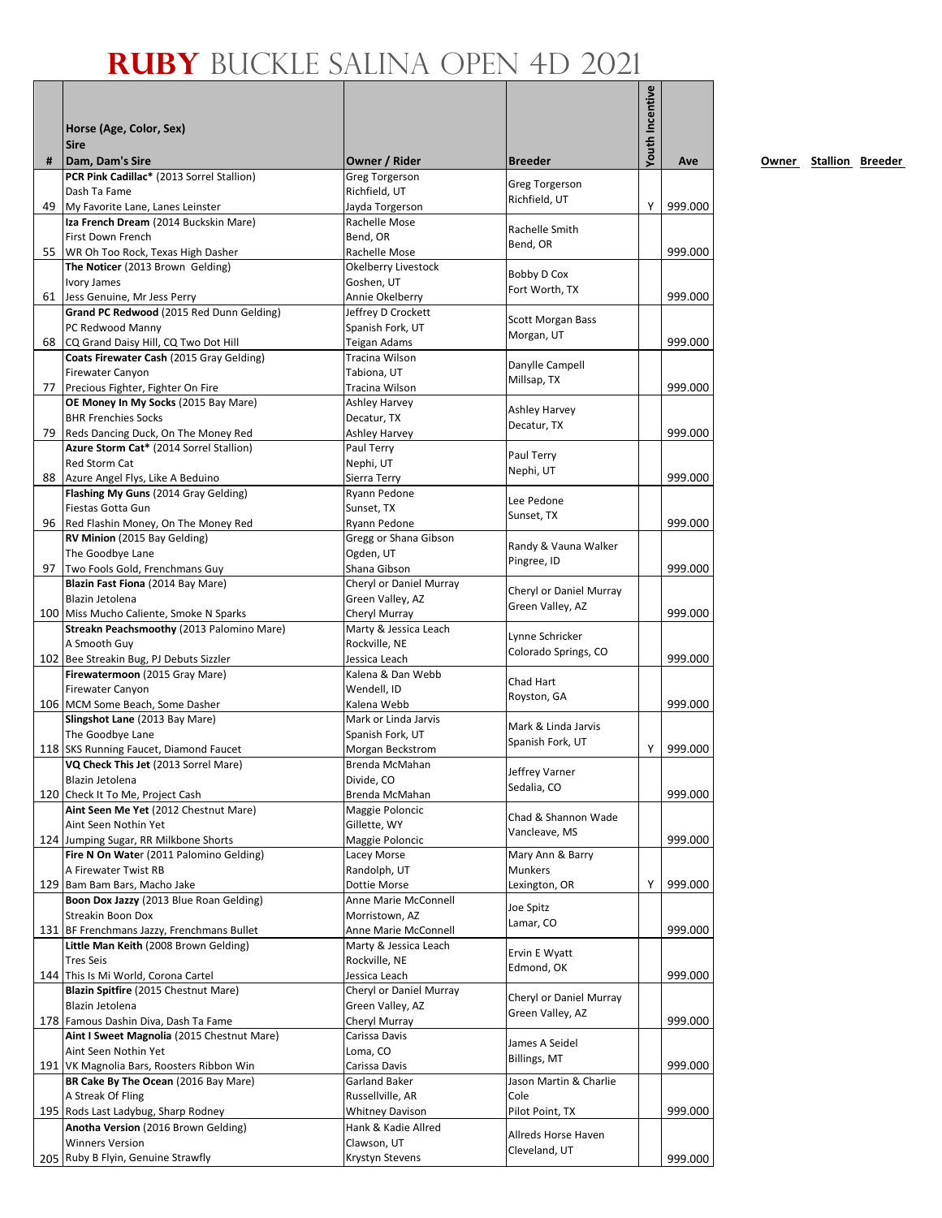# RUBY BUCKLE SALINA OPEN 4D 2021

| # | Horse (Age, Color, Sex)<br>Sire<br>Dam, Dam's Sire | Owner / Rider | Breeder | Youth Incentive | Ave |
|---|---|---|---|---|---|
| 49 | **PCR Pink Cadillac*** (2013 Sorrel Stallion)<br>Dash Ta Fame<br>My Favorite Lane, Lanes Leinster | Greg Torgerson<br>Richfield, UT<br>Jayda Torgerson | Greg Torgerson<br>Richfield, UT | Y | 999.000 |
| 55 | **Iza French Dream** (2014 Buckskin Mare)<br>First Down French<br>WR Oh Too Rock, Texas High Dasher | Rachelle Mose<br>Bend, OR<br>Rachelle Mose | Rachelle Smith<br>Bend, OR | | 999.000 |
| 61 | **The Noticer** (2013 Brown Gelding)<br>Ivory James<br>Jess Genuine, Mr Jess Perry | Okelberry Livestock<br>Goshen, UT<br>Annie Okelberry | Bobby D Cox<br>Fort Worth, TX | | 999.000 |
| 68 | **Grand PC Redwood** (2015 Red Dunn Gelding)<br>PC Redwood Manny<br>CQ Grand Daisy Hill, CQ Two Dot Hill | Jeffrey D Crockett<br>Spanish Fork, UT<br>Teigan Adams | Scott Morgan Bass<br>Morgan, UT | | 999.000 |
| 77 | **Coats Firewater Cash** (2015 Gray Gelding)<br>Firewater Canyon<br>Precious Fighter, Fighter On Fire | Tracina Wilson<br>Tabiona, UT<br>Tracina Wilson | Danylle Campell<br>Millsap, TX | | 999.000 |
| 79 | **OE Money In My Socks** (2015 Bay Mare)<br>BHR Frenchies Socks<br>Reds Dancing Duck, On The Money Red | Ashley Harvey<br>Decatur, TX<br>Ashley Harvey | Ashley Harvey<br>Decatur, TX | | 999.000 |
| 88 | **Azure Storm Cat*** (2014 Sorrel Stallion)<br>Red Storm Cat<br>Azure Angel Flys, Like A Beduino | Paul Terry<br>Nephi, UT<br>Sierra Terry | Paul Terry<br>Nephi, UT | | 999.000 |
| 96 | **Flashing My Guns** (2014 Gray Gelding)<br>Fiestas Gotta Gun<br>Red Flashin Money, On The Money Red | Ryann Pedone<br>Sunset, TX<br>Ryann Pedone | Lee Pedone<br>Sunset, TX | | 999.000 |
| 97 | **RV Minion** (2015 Bay Gelding)<br>The Goodbye Lane<br>Two Fools Gold, Frenchmans Guy | Gregg or Shana Gibson<br>Ogden, UT<br>Shana Gibson | Randy & Vauna Walker<br>Pingree, ID | | 999.000 |
| 100 | **Blazin Fast Fiona** (2014 Bay Mare)<br>Blazin Jetolena<br>Miss Mucho Caliente, Smoke N Sparks | Cheryl or Daniel Murray<br>Green Valley, AZ<br>Cheryl Murray | Cheryl or Daniel Murray<br>Green Valley, AZ | | 999.000 |
| 102 | **Streakn Peachsmoothy** (2013 Palomino Mare)<br>A Smooth Guy<br>Bee Streakin Bug, PJ Debuts Sizzler | Marty & Jessica Leach<br>Rockville, NE<br>Jessica Leach | Lynne Schricker<br>Colorado Springs, CO | | 999.000 |
| 106 | **Firewatermoon** (2015 Gray Mare)<br>Firewater Canyon<br>MCM Some Beach, Some Dasher | Kalena & Dan Webb<br>Wendell, ID<br>Kalena Webb | Chad Hart<br>Royston, GA | | 999.000 |
| 118 | **Slingshot Lane** (2013 Bay Mare)<br>The Goodbye Lane<br>SKS Running Faucet, Diamond Faucet | Mark or Linda Jarvis<br>Spanish Fork, UT<br>Morgan Beckstrom | Mark & Linda Jarvis<br>Spanish Fork, UT | Y | 999.000 |
| 120 | **VQ Check This Jet** (2013 Sorrel Mare)<br>Blazin Jetolena<br>Check It To Me, Project Cash | Brenda McMahan<br>Divide, CO<br>Brenda McMahan | Jeffrey Varner<br>Sedalia, CO | | 999.000 |
| 124 | **Aint Seen Me Yet** (2012 Chestnut Mare)<br>Aint Seen Nothin Yet<br>Jumping Sugar, RR Milkbone Shorts | Maggie Poloncic<br>Gillette, WY<br>Maggie Poloncic | Chad & Shannon Wade<br>Vancleave, MS | | 999.000 |
| 129 | **Fire N On Wate**r (2011 Palomino Gelding)<br>A Firewater Twist RB<br>Bam Bam Bars, Macho Jake | Lacey Morse<br>Randolph, UT<br>Dottie Morse | Mary Ann & Barry Munkers<br>Lexington, OR | Y | 999.000 |
| 131 | **Boon Dox Jazzy** (2013 Blue Roan Gelding)<br>Streakin Boon Dox<br>BF Frenchmans Jazzy, Frenchmans Bullet | Anne Marie McConnell<br>Morristown, AZ<br>Anne Marie McConnell | Joe Spitz<br>Lamar, CO | | 999.000 |
| 144 | **Little Man Keith** (2008 Brown Gelding)<br>Tres Seis<br>This Is Mi World, Corona Cartel | Marty & Jessica Leach<br>Rockville, NE<br>Jessica Leach | Ervin E Wyatt<br>Edmond, OK | | 999.000 |
| 178 | **Blazin Spitfire** (2015 Chestnut Mare)<br>Blazin Jetolena<br>Famous Dashin Diva, Dash Ta Fame | Cheryl or Daniel Murray<br>Green Valley, AZ<br>Cheryl Murray | Cheryl or Daniel Murray<br>Green Valley, AZ | | 999.000 |
| 191 | **Aint I Sweet Magnolia** (2015 Chestnut Mare)<br>Aint Seen Nothin Yet<br>VK Magnolia Bars, Roosters Ribbon Win | Carissa Davis<br>Loma, CO<br>Carissa Davis | James A Seidel<br>Billings, MT | | 999.000 |
| 195 | **BR Cake By The Ocean** (2016 Bay Mare)<br>A Streak Of Fling<br>Rods Last Ladybug, Sharp Rodney | Garland Baker<br>Russellville, AR<br>Whitney Davison | Jason Martin & Charlie Cole<br>Pilot Point, TX | | 999.000 |
| 205 | **Anotha Version** (2016 Brown Gelding)<br>Winners Version<br>Ruby B Flyin, Genuine Strawfly | Hank & Kadie Allred<br>Clawson, UT<br>Krystyn Stevens | Allreds Horse Haven<br>Cleveland, UT | | 999.000 |

**Owner** **Stallion** **Breeder**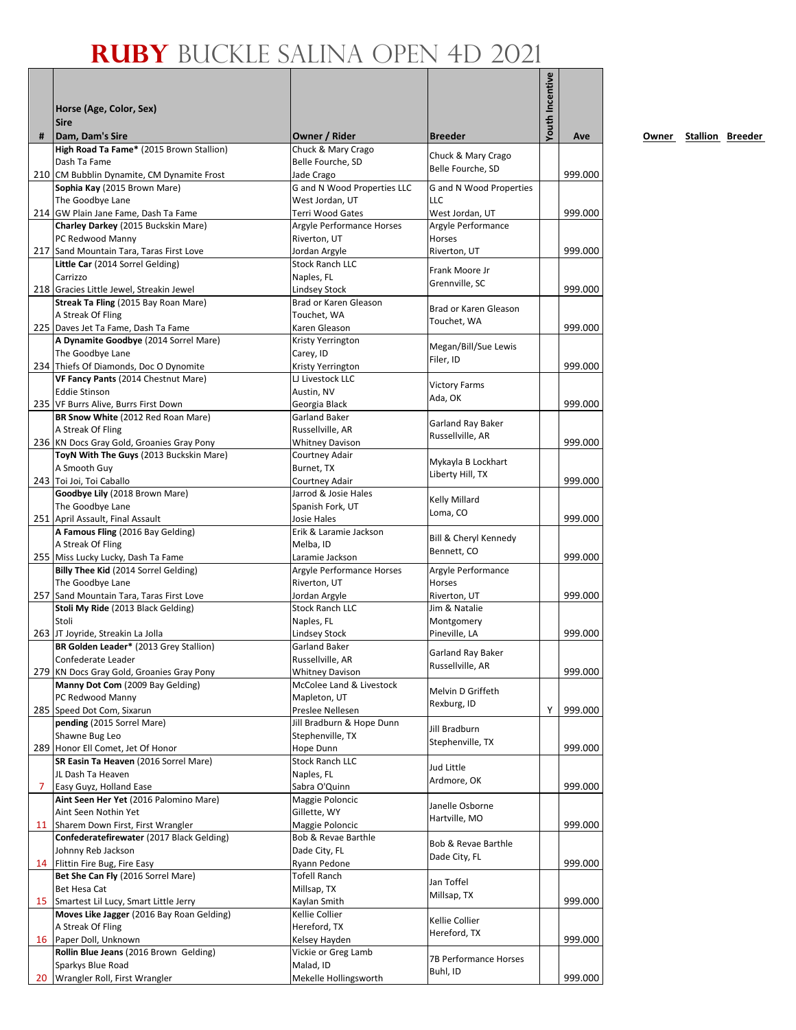# RUBY BUCKLE SALINA OPEN 4D 2021

| # | Horse (Age, Color, Sex)<br>Sire<br>Dam, Dam's Sire | Owner / Rider | Breeder | Youth Incentive | Ave |
|---|---|---|---|---|---|
| 210 | **High Road Ta Fame*** (2015 Brown Stallion)<br>Dash Ta Fame<br>CM Bubblin Dynamite, CM Dynamite Frost | Chuck & Mary Crago<br>Belle Fourche, SD<br>Jade Crago | Chuck & Mary Crago<br>Belle Fourche, SD | | 999.000 |
| 214 | **Sophia Kay** (2015 Brown Mare)<br>The Goodbye Lane<br>GW Plain Jane Fame, Dash Ta Fame | G and N Wood Properties LLC<br>West Jordan, UT<br>Terri Wood Gates | G and N Wood Properties LLC<br>West Jordan, UT | | 999.000 |
| 217 | **Charley Darkey** (2015 Buckskin Mare)<br>PC Redwood Manny<br>Sand Mountain Tara, Taras First Love | Argyle Performance Horses<br>Riverton, UT<br>Jordan Argyle | Argyle Performance Horses<br>Riverton, UT | | 999.000 |
| 218 | **Little Car** (2014 Sorrel Gelding)<br>Carrizzo<br>Gracies Little Jewel, Streakin Jewel | Stock Ranch LLC<br>Naples, FL<br>Lindsey Stock | Frank Moore Jr<br>Grennville, SC | | 999.000 |
| 225 | **Streak Ta Fling** (2015 Bay Roan Mare)<br>A Streak Of Fling<br>Daves Jet Ta Fame, Dash Ta Fame | Brad or Karen Gleason<br>Touchet, WA<br>Karen Gleason | Brad or Karen Gleason<br>Touchet, WA | | 999.000 |
| 234 | **A Dynamite Goodbye** (2014 Sorrel Mare)<br>The Goodbye Lane<br>Thiefs Of Diamonds, Doc O Dynomite | Kristy Yerrington<br>Carey, ID<br>Kristy Yerrington | Megan/Bill/Sue Lewis<br>Filer, ID | | 999.000 |
| 235 | **VF Fancy Pants** (2014 Chestnut Mare)<br>Eddie Stinson<br>VF Burrs Alive, Burrs First Down | LJ Livestock LLC<br>Austin, NV<br>Georgia Black | Victory Farms<br>Ada, OK | | 999.000 |
| 236 | **BR Snow White** (2012 Red Roan Mare)<br>A Streak Of Fling<br>KN Docs Gray Gold, Groanies Gray Pony | Garland Baker<br>Russellville, AR<br>Whitney Davison | Garland Ray Baker<br>Russellville, AR | | 999.000 |
| 243 | **ToyN With The Guys** (2013 Buckskin Mare)<br>A Smooth Guy<br>Toi Joi, Toi Caballo | Courtney Adair<br>Burnet, TX<br>Courtney Adair | Mykayla B Lockhart<br>Liberty Hill, TX | | 999.000 |
| 251 | **Goodbye Lily** (2018 Brown Mare)<br>The Goodbye Lane<br>April Assault, Final Assault | Jarrod & Josie Hales<br>Spanish Fork, UT<br>Josie Hales | Kelly Millard<br>Loma, CO | | 999.000 |
| 255 | **A Famous Fling** (2016 Bay Gelding)<br>A Streak Of Fling<br>Miss Lucky Lucky, Dash Ta Fame | Erik & Laramie Jackson<br>Melba, ID<br>Laramie Jackson | Bill & Cheryl Kennedy<br>Bennett, CO | | 999.000 |
| 257 | **Billy Thee Kid** (2014 Sorrel Gelding)<br>The Goodbye Lane<br>Sand Mountain Tara, Taras First Love | Argyle Performance Horses<br>Riverton, UT<br>Jordan Argyle | Argyle Performance Horses<br>Riverton, UT | | 999.000 |
| 263 | **Stoli My Ride** (2013 Black Gelding)<br>Stoli<br>JT Joyride, Streakin La Jolla | Stock Ranch LLC<br>Naples, FL<br>Lindsey Stock | Jim & Natalie Montgomery<br>Pineville, LA | | 999.000 |
| 279 | **BR Golden Leader*** (2013 Grey Stallion)<br>Confederate Leader<br>KN Docs Gray Gold, Groanies Gray Pony | Garland Baker<br>Russellville, AR<br>Whitney Davison | Garland Ray Baker<br>Russellville, AR | | 999.000 |
| 285 | **Manny Dot Com** (2009 Bay Gelding)<br>PC Redwood Manny<br>Speed Dot Com, Sixarun | McColee Land & Livestock<br>Mapleton, UT<br>Preslee Nellesen | Melvin D Griffeth<br>Rexburg, ID | Y | 999.000 |
| 289 | **pending** (2015 Sorrel Mare)<br>Shawne Bug Leo<br>Honor Ell Comet, Jet Of Honor | Jill Bradburn & Hope Dunn<br>Stephenville, TX<br>Hope Dunn | Jill Bradburn<br>Stephenville, TX | | 999.000 |
| 7 | **SR Easin Ta Heaven** (2016 Sorrel Mare)<br>JL Dash Ta Heaven<br>Easy Guyz, Holland Ease | Stock Ranch LLC<br>Naples, FL<br>Sabra O'Quinn | Jud Little<br>Ardmore, OK | | 999.000 |
| 11 | **Aint Seen Her Yet** (2016 Palomino Mare)<br>Aint Seen Nothin Yet<br>Sharem Down First, First Wrangler | Maggie Poloncic<br>Gillette, WY<br>Maggie Poloncic | Janelle Osborne<br>Hartville, MO | | 999.000 |
| 14 | **Confederatefirewater** (2017 Black Gelding)<br>Johnny Reb Jackson<br>Flittin Fire Bug, Fire Easy | Bob & Revae Barthle<br>Dade City, FL<br>Ryann Pedone | Bob & Revae Barthle<br>Dade City, FL | | 999.000 |
| 15 | **Bet She Can Fly** (2016 Sorrel Mare)<br>Bet Hesa Cat<br>Smartest Lil Lucy, Smart Little Jerry | Tofell Ranch<br>Millsap, TX<br>Kaylan Smith | Jan Toffel<br>Millsap, TX | | 999.000 |
| 16 | **Moves Like Jagger** (2016 Bay Roan Gelding)<br>A Streak Of Fling<br>Paper Doll, Unknown | Kellie Collier<br>Hereford, TX<br>Kelsey Hayden | Kellie Collier<br>Hereford, TX | | 999.000 |
| 20 | **Rollin Blue Jeans** (2016 Brown Gelding)<br>Sparkys Blue Road<br>Wrangler Roll, First Wrangler | Vickie or Greg Lamb<br>Malad, ID<br>Mekelle Hollingsworth | 7B Performance Horses<br>Buhl, ID | | 999.000 |

Owner Stallion Breeder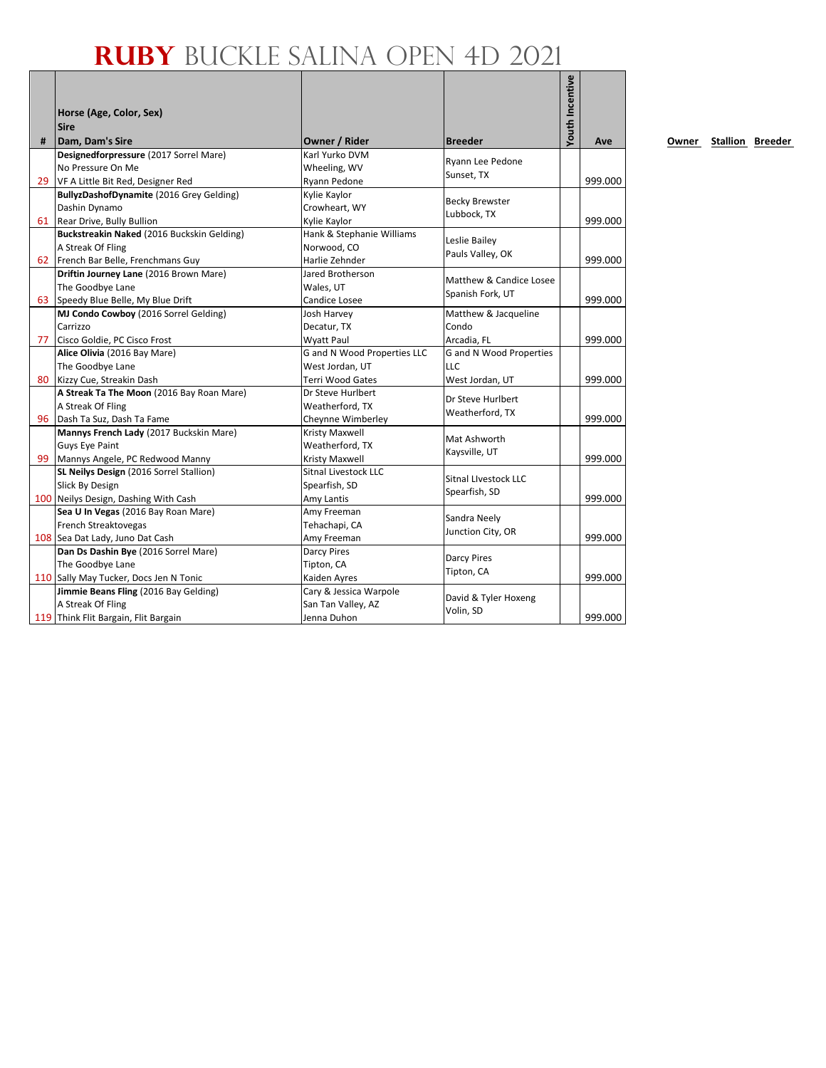# RUBY BUCKLE SALINA OPEN 4D 2021

| # | Horse (Age, Color, Sex)<br>Sire<br>Dam, Dam's Sire | Owner / Rider | Breeder | Youth Incentive | Ave |
|---|---|---|---|---|---|
| 29 | **Designedforpressure** (2017 Sorrel Mare)<br>No Pressure On Me<br>VF A Little Bit Red, Designer Red | Karl Yurko DVM<br>Wheeling, WV<br>Ryann Pedone | Ryann Lee Pedone<br>Sunset, TX | | 999.000 |
| 61 | **BullyzDashofDynamite** (2016 Grey Gelding)<br>Dashin Dynamo<br>Rear Drive, Bully Bullion | Kylie Kaylor<br>Crowheart, WY<br>Kylie Kaylor | Becky Brewster<br>Lubbock, TX | | 999.000 |
| 62 | **Buckstreakin Naked** (2016 Buckskin Gelding)<br>A Streak Of Fling<br>French Bar Belle, Frenchmans Guy | Hank & Stephanie Williams<br>Norwood, CO<br>Harlie Zehnder | Leslie Bailey<br>Pauls Valley, OK | | 999.000 |
| 63 | **Driftin Journey Lane** (2016 Brown Mare)<br>The Goodbye Lane<br>Speedy Blue Belle, My Blue Drift | Jared Brotherson<br>Wales, UT<br>Candice Losee | Matthew & Candice Losee<br>Spanish Fork, UT | | 999.000 |
| 77 | **MJ Condo Cowboy** (2016 Sorrel Gelding)<br>Carrizzo<br>Cisco Goldie, PC Cisco Frost | Josh Harvey<br>Decatur, TX<br>Wyatt Paul | Matthew & Jacqueline Condo<br>Arcadia, FL | | 999.000 |
| 80 | **Alice Olivia** (2016 Bay Mare)<br>The Goodbye Lane<br>Kizzy Cue, Streakin Dash | G and N Wood Properties LLC<br>West Jordan, UT<br>Terri Wood Gates | G and N Wood Properties LLC<br>West Jordan, UT | | 999.000 |
| 96 | **A Streak Ta The Moon** (2016 Bay Roan Mare)<br>A Streak Of Fling<br>Dash Ta Suz, Dash Ta Fame | Dr Steve Hurlbert<br>Weatherford, TX<br>Cheynne Wimberley | Dr Steve Hurlbert<br>Weatherford, TX | | 999.000 |
| 99 | **Mannys French Lady** (2017 Buckskin Mare)<br>Guys Eye Paint<br>Mannys Angele, PC Redwood Manny | Kristy Maxwell<br>Weatherford, TX<br>Kristy Maxwell | Mat Ashworth<br>Kaysville, UT | | 999.000 |
| 100 | **SL Neilys Design** (2016 Sorrel Stallion)<br>Slick By Design<br>Neilys Design, Dashing With Cash | Sitnal Livestock LLC<br>Spearfish, SD<br>Amy Lantis | Sitnal LIvestock LLC<br>Spearfish, SD | | 999.000 |
| 108 | **Sea U In Vegas** (2016 Bay Roan Mare)<br>French Streaktovegas<br>Sea Dat Lady, Juno Dat Cash | Amy Freeman<br>Tehachapi, CA<br>Amy Freeman | Sandra Neely<br>Junction City, OR | | 999.000 |
| 110 | **Dan Ds Dashin Bye** (2016 Sorrel Mare)<br>The Goodbye Lane<br>Sally May Tucker, Docs Jen N Tonic | Darcy Pires<br>Tipton, CA<br>Kaiden Ayres | Darcy Pires<br>Tipton, CA | | 999.000 |
| 119 | **Jimmie Beans Fling** (2016 Bay Gelding)<br>A Streak Of Fling<br>Think Flit Bargain, Flit Bargain | Cary & Jessica Warpole<br>San Tan Valley, AZ<br>Jenna Duhon | David & Tyler Hoxeng<br>Volin, SD | | 999.000 |

Owner Stallion Breeder